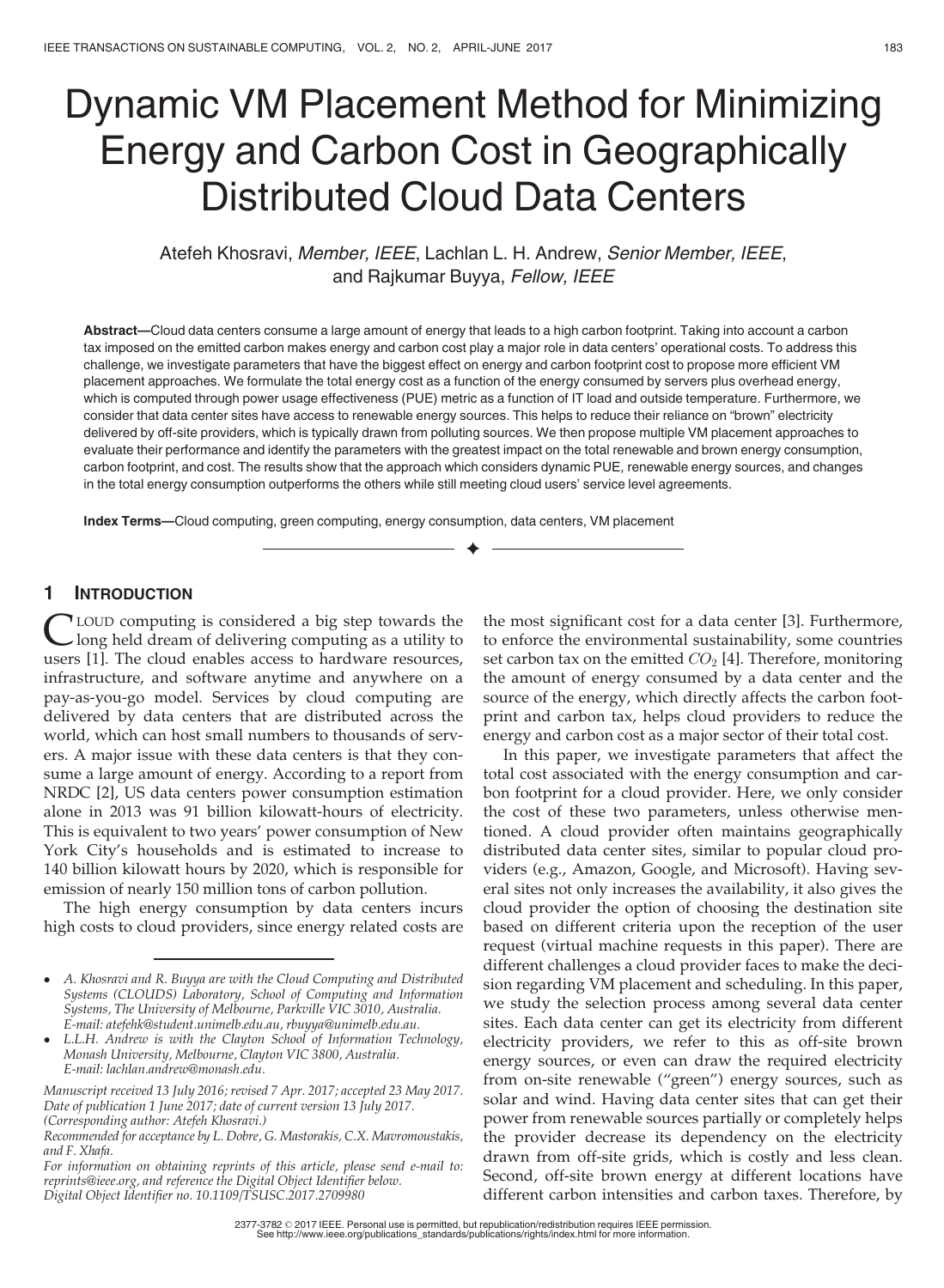# Dynamic VM Placement Method for Minimizing Energy and Carbon Cost in Geographically Distributed Cloud Data Centers

Atefeh Khosravi, *Member, IEEE*, Lachlan L. H. Andrew, *Senior Member, IEEE*, and Rajkumar Buyya, *Fellow, IEEE*

**Abstract**—Cloud data centers consume a large amount of energy that leads to a high carbon footprint. Taking into account a carbon tax imposed on the emitted carbon makes energy and carbon cost play a major role in data centers' operational costs. To address this challenge, we investigate parameters that have the biggest effect on energy and carbon footprint cost to propose more efficient VM placement approaches. We formulate the total energy cost as a function of the energy consumed by servers plus overhead energy, which is computed through power usage effectiveness (PUE) metric as a function of IT load and outside temperature. Furthermore, we consider that data center sites have access to renewable energy sources. This helps to reduce their reliance on "brown" electricity delivered by off-site providers, which is typically drawn from polluting sources. We then propose multiple VM placement approaches to evaluate their performance and identify the parameters with the greatest impact on the total renewable and brown energy consumption, carbon footprint, and cost. The results show that the approach which considers dynamic PUE, renewable energy sources, and changes in the total energy consumption outperforms the others while still meeting cloud users' service level agreements.

**Index Terms**—Cloud computing, green computing, energy consumption, data centers, VM placement

## 1 Introduction

Cloud computing is considered a big step towards the long held dream of delivering computing as a utility to users [1]. The cloud enables access to hardware resources, infrastructure, and software anytime and anywhere on a pay-as-you-go model. Services by cloud computing are delivered by data centers that are distributed across the world, which can host small numbers to thousands of servers. A major issue with these data centers is that they consume a large amount of energy. According to a report from NRDC [2], US data centers power consumption estimation alone in 2013 was 91 billion kilowatt-hours of electricity. This is equivalent to two years' power consumption of New York City's households and is estimated to increase to 140 billion kilowatt hours by 2020, which is responsible for emission of nearly 150 million tons of carbon pollution.

The high energy consumption by data centers incurs high costs to cloud providers, since energy related costs are the most significant cost for a data center [3]. Furthermore, to enforce the environmental sustainability, some countries set carbon tax on the emitted $CO_2$ [4]. Therefore, monitoring the amount of energy consumed by a data center and the source of the energy, which directly affects the carbon footprint and carbon tax, helps cloud providers to reduce the energy and carbon cost as a major sector of their total cost.

In this paper, we investigate parameters that affect the total cost associated with the energy consumption and carbon footprint for a cloud provider. Here, we only consider the cost of these two parameters, unless otherwise mentioned. A cloud provider often maintains geographically distributed data center sites, similar to popular cloud providers (e.g., Amazon, Google, and Microsoft). Having several sites not only increases the availability, it also gives the cloud provider the option of choosing the destination site based on different criteria upon the reception of the user request (virtual machine requests in this paper). There are different challenges a cloud provider faces to make the decision regarding VM placement and scheduling. In this paper, we study the selection process among several data center sites. Each data center can get its electricity from different electricity providers, we refer to this as off-site brown energy sources, or even can draw the required electricity from on-site renewable ("green") energy sources, such as solar and wind. Having data center sites that can get their power from renewable sources partially or completely helps the provider decrease its dependency on the electricity drawn from off-site grids, which is costly and less clean. Second, off-site brown energy at different locations have different carbon intensities and carbon taxes. Therefore, by

- A. Khosravi and R. Buyya are with the Cloud Computing and Distributed Systems (CLOUDS) Laboratory, School of Computing and Information Systems, The University of Melbourne, Parkville VIC 3010, Australia. E-mail: atefehk@student.unimelb.edu.au, rbuyya@unimelb.edu.au.
- L.L.H. Andrew is with the Clayton School of Information Technology, Monash University, Melbourne, Clayton VIC 3800, Australia. E-mail: lachlan.andrew@monash.edu.

*Manuscript received 13 July 2016; revised 7 Apr. 2017; accepted 23 May 2017. Date of publication 1 June 2017; date of current version 13 July 2017. (Corresponding author: Atefeh Khosravi.) Recommended for acceptance by L. Dobre, G. Mastorakis, C.X. Mavromoustakis, and F. Xhafa. For information on obtaining reprints of this article, please send e-mail to: reprints@ieee.org, and reference the Digital Object Identifier below. Digital Object Identifier no. 10.1109/TSUSC.2017.2709980*

2377-3782 © 2017 IEEE. Personal use is permitted, but republication/redistribution requires IEEE permission. See http://www.ieee.org/publications_standards/publications/rights/index.html for more information.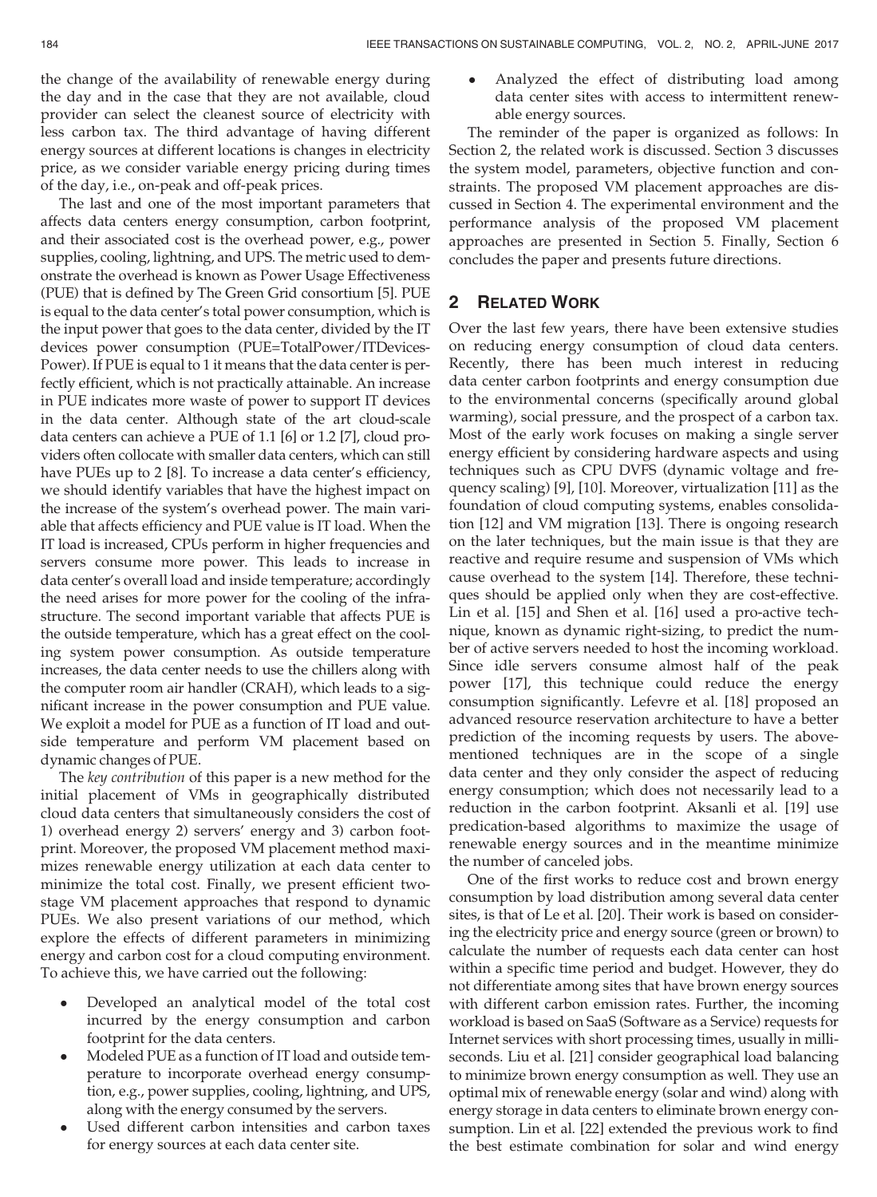the change of the availability of renewable energy during the day and in the case that they are not available, cloud provider can select the cleanest source of electricity with less carbon tax. The third advantage of having different energy sources at different locations is changes in electricity price, as we consider variable energy pricing during times of the day, i.e., on-peak and off-peak prices.

The last and one of the most important parameters that affects data centers energy consumption, carbon footprint, and their associated cost is the overhead power, e.g., power supplies, cooling, lightning, and UPS. The metric used to demonstrate the overhead is known as Power Usage Effectiveness (PUE) that is defined by The Green Grid consortium [5]. PUE is equal to the data center's total power consumption, which is the input power that goes to the data center, divided by the IT devices power consumption (PUE=TotalPower/ITDevicesPower). If PUE is equal to 1 it means that the data center is perfectly efficient, which is not practically attainable. An increase in PUE indicates more waste of power to support IT devices in the data center. Although state of the art cloud-scale data centers can achieve a PUE of 1.1 [6] or 1.2 [7], cloud providers often collocate with smaller data centers, which can still have PUEs up to 2 [8]. To increase a data center's efficiency, we should identify variables that have the highest impact on the increase of the system's overhead power. The main variable that affects efficiency and PUE value is IT load. When the IT load is increased, CPUs perform in higher frequencies and servers consume more power. This leads to increase in data center's overall load and inside temperature; accordingly the need arises for more power for the cooling of the infrastructure. The second important variable that affects PUE is the outside temperature, which has a great effect on the cooling system power consumption. As outside temperature increases, the data center needs to use the chillers along with the computer room air handler (CRAH), which leads to a significant increase in the power consumption and PUE value. We exploit a model for PUE as a function of IT load and outside temperature and perform VM placement based on dynamic changes of PUE.

The *key contribution* of this paper is a new method for the initial placement of VMs in geographically distributed cloud data centers that simultaneously considers the cost of 1) overhead energy 2) servers' energy and 3) carbon footprint. Moreover, the proposed VM placement method maximizes renewable energy utilization at each data center to minimize the total cost. Finally, we present efficient two-stage VM placement approaches that respond to dynamic PUEs. We also present variations of our method, which explore the effects of different parameters in minimizing energy and carbon cost for a cloud computing environment. To achieve this, we have carried out the following:

- Developed an analytical model of the total cost incurred by the energy consumption and carbon footprint for the data centers.
- Modeled PUE as a function of IT load and outside temperature to incorporate overhead energy consumption, e.g., power supplies, cooling, lightning, and UPS, along with the energy consumed by the servers.
- Used different carbon intensities and carbon taxes for energy sources at each data center site.
- Analyzed the effect of distributing load among data center sites with access to intermittent renewable energy sources.

The reminder of the paper is organized as follows: In Section 2, the related work is discussed. Section 3 discusses the system model, parameters, objective function and constraints. The proposed VM placement approaches are discussed in Section 4. The experimental environment and the performance analysis of the proposed VM placement approaches are presented in Section 5. Finally, Section 6 concludes the paper and presents future directions.

## 2 Related Work

Over the last few years, there have been extensive studies on reducing energy consumption of cloud data centers. Recently, there has been much interest in reducing data center carbon footprints and energy consumption due to the environmental concerns (specifically around global warming), social pressure, and the prospect of a carbon tax. Most of the early work focuses on making a single server energy efficient by considering hardware aspects and using techniques such as CPU DVFS (dynamic voltage and frequency scaling) [9], [10]. Moreover, virtualization [11] as the foundation of cloud computing systems, enables consolidation [12] and VM migration [13]. There is ongoing research on the later techniques, but the main issue is that they are reactive and require resume and suspension of VMs which cause overhead to the system [14]. Therefore, these techniques should be applied only when they are cost-effective. Lin et al. [15] and Shen et al. [16] used a pro-active technique, known as dynamic right-sizing, to predict the number of active servers needed to host the incoming workload. Since idle servers consume almost half of the peak power [17], this technique could reduce the energy consumption significantly. Lefevre et al. [18] proposed an advanced resource reservation architecture to have a better prediction of the incoming requests by users. The above-mentioned techniques are in the scope of a single data center and they only consider the aspect of reducing energy consumption; which does not necessarily lead to a reduction in the carbon footprint. Aksanli et al. [19] use predication-based algorithms to maximize the usage of renewable energy sources and in the meantime minimize the number of canceled jobs.

One of the first works to reduce cost and brown energy consumption by load distribution among several data center sites, is that of Le et al. [20]. Their work is based on considering the electricity price and energy source (green or brown) to calculate the number of requests each data center can host within a specific time period and budget. However, they do not differentiate among sites that have brown energy sources with different carbon emission rates. Further, the incoming workload is based on SaaS (Software as a Service) requests for Internet services with short processing times, usually in milliseconds. Liu et al. [21] consider geographical load balancing to minimize brown energy consumption as well. They use an optimal mix of renewable energy (solar and wind) along with energy storage in data centers to eliminate brown energy consumption. Lin et al. [22] extended the previous work to find the best estimate combination for solar and wind energy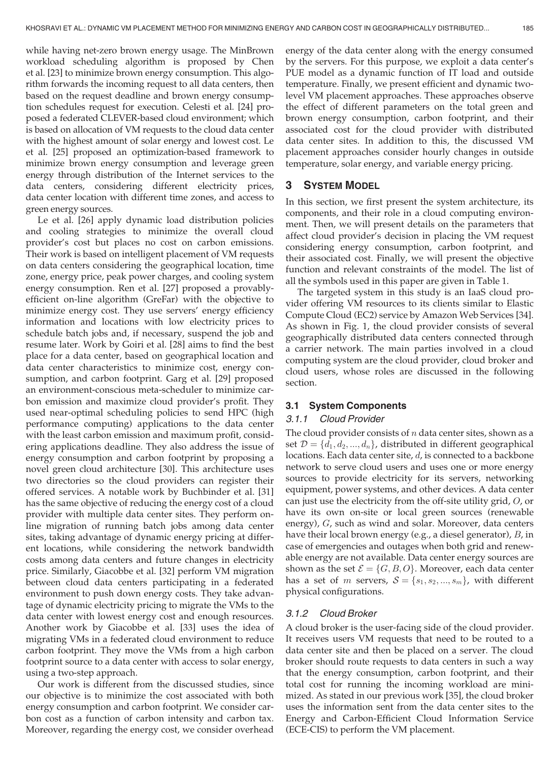while having net-zero brown energy usage. The MinBrown workload scheduling algorithm is proposed by Chen et al. [23] to minimize brown energy consumption. This algorithm forwards the incoming request to all data centers, then based on the request deadline and brown energy consumption schedules request for execution. Celesti et al. [24] proposed a federated CLEVER-based cloud environment; which is based on allocation of VM requests to the cloud data center with the highest amount of solar energy and lowest cost. Le et al. [25] proposed an optimization-based framework to minimize brown energy consumption and leverage green energy through distribution of the Internet services to the data centers, considering different electricity prices, data center location with different time zones, and access to green energy sources.

Le et al. [26] apply dynamic load distribution policies and cooling strategies to minimize the overall cloud provider's cost but places no cost on carbon emissions. Their work is based on intelligent placement of VM requests on data centers considering the geographical location, time zone, energy price, peak power charges, and cooling system energy consumption. Ren et al. [27] proposed a provably-efficient on-line algorithm (GreFar) with the objective to minimize energy cost. They use servers' energy efficiency information and locations with low electricity prices to schedule batch jobs and, if necessary, suspend the job and resume later. Work by Goiri et al. [28] aims to find the best place for a data center, based on geographical location and data center characteristics to minimize cost, energy consumption, and carbon footprint. Garg et al. [29] proposed an environment-conscious meta-scheduler to minimize carbon emission and maximize cloud provider's profit. They used near-optimal scheduling policies to send HPC (high performance computing) applications to the data center with the least carbon emission and maximum profit, considering applications deadline. They also address the issue of energy consumption and carbon footprint by proposing a novel green cloud architecture [30]. This architecture uses two directories so the cloud providers can register their offered services. A notable work by Buchbinder et al. [31] has the same objective of reducing the energy cost of a cloud provider with multiple data center sites. They perform online migration of running batch jobs among data center sites, taking advantage of dynamic energy pricing at different locations, while considering the network bandwidth costs among data centers and future changes in electricity price. Similarly, Giacobbe et al. [32] perform VM migration between cloud data centers participating in a federated environment to push down energy costs. They take advantage of dynamic electricity pricing to migrate the VMs to the data center with lowest energy cost and enough resources. Another work by Giacobbe et al. [33] uses the idea of migrating VMs in a federated cloud environment to reduce carbon footprint. They move the VMs from a high carbon footprint source to a data center with access to solar energy, using a two-step approach.

Our work is different from the discussed studies, since our objective is to minimize the cost associated with both energy consumption and carbon footprint. We consider carbon cost as a function of carbon intensity and carbon tax. Moreover, regarding the energy cost, we consider overhead energy of the data center along with the energy consumed by the servers. For this purpose, we exploit a data center's PUE model as a dynamic function of IT load and outside temperature. Finally, we present efficient and dynamic two-level VM placement approaches. These approaches observe the effect of different parameters on the total green and brown energy consumption, carbon footprint, and their associated cost for the cloud provider with distributed data center sites. In addition to this, the discussed VM placement approaches consider hourly changes in outside temperature, solar energy, and variable energy pricing.

## 3 System Model

In this section, we first present the system architecture, its components, and their role in a cloud computing environment. Then, we will present details on the parameters that affect cloud provider's decision in placing the VM request considering energy consumption, carbon footprint, and their associated cost. Finally, we will present the objective function and relevant constraints of the model. The list of all the symbols used in this paper are given in Table 1.

The targeted system in this study is an IaaS cloud provider offering VM resources to its clients similar to Elastic Compute Cloud (EC2) service by Amazon Web Services [34]. As shown in Fig. 1, the cloud provider consists of several geographically distributed data centers connected through a carrier network. The main parties involved in a cloud computing system are the cloud provider, cloud broker and cloud users, whose roles are discussed in the following section.

### 3.1 System Components

#### 3.1.1 Cloud Provider

The cloud provider consists of $n$ data center sites, shown as a set $\mathcal{D} = \{d_1, d_2, ..., d_n\}$, distributed in different geographical locations. Each data center site, $d$, is connected to a backbone network to serve cloud users and uses one or more energy sources to provide electricity for its servers, networking equipment, power systems, and other devices. A data center can just use the electricity from the off-site utility grid, $O$, or have its own on-site or local green sources (renewable energy), $G$, such as wind and solar. Moreover, data centers have their local brown energy (e.g., a diesel generator), $B$, in case of emergencies and outages when both grid and renewable energy are not available. Data center energy sources are shown as the set $\mathcal{E} = \{G, B, O\}$. Moreover, each data center has a set of $m$ servers, $\mathcal{S} = \{s_1, s_2, ..., s_m\}$, with different physical configurations.

#### 3.1.2 Cloud Broker

A cloud broker is the user-facing side of the cloud provider. It receives users VM requests that need to be routed to a data center site and then be placed on a server. The cloud broker should route requests to data centers in such a way that the energy consumption, carbon footprint, and their total cost for running the incoming workload are minimized. As stated in our previous work [35], the cloud broker uses the information sent from the data center sites to the Energy and Carbon-Efficient Cloud Information Service (ECE-CIS) to perform the VM placement.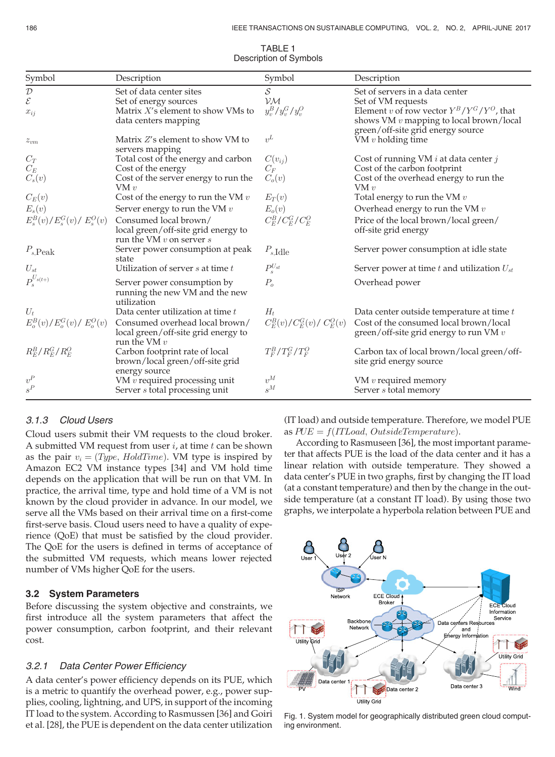TABLE 1
Description of Symbols

| Symbol | Description | Symbol | Description |
|---|---|---|---|
| $\mathcal{D}$ | Set of data center sites | $\mathcal{S}$ | Set of servers in a data center |
| $\mathcal{E}$ | Set of energy sources | $\mathcal{VM}$ | Set of VM requests |
| $x_{ij}$ | Matrix $X$'s element to show VMs to data centers mapping | $y_v^B/y_v^G/y_v^O$ | Element $v$ of row vector $Y^B/Y^G/Y^O$, that shows VM $v$ mapping to local brown/local green/off-site grid energy source |
| $z_{vm}$ | Matrix $Z$'s element to show VM to servers mapping | $v^L$ | VM $v$ holding time |
| $C_T$ | Total cost of the energy and carbon | $C(v_{ij})$ | Cost of running VM $i$ at data center $j$ |
| $C_E$ | Cost of the energy | $C_F$ | Cost of the carbon footprint |
| $C_s(v)$ | Cost of the server energy to run the VM $v$ | $C_o(v)$ | Cost of the overhead energy to run the VM $v$ |
| $C_E(v)$ | Cost of the energy to run the VM $v$ | $E_T(v)$ | Total energy to run the VM $v$ |
| $E_s(v)$ | Server energy to run the VM $v$ | $E_o(v)$ | Overhead energy to run the VM $v$ |
| $E_s^B(v)/E_s^G(v)/E_s^O(v)$ | Consumed local brown/local green/off-site grid energy to run the VM $v$ on server $s$ | $C_E^B/C_E^G/C_E^O$ | Price of the local brown/local green/off-site grid energy |
| $P_{s,\text{Peak}}$ | Server power consumption at peak state | $P_{s,\text{Idle}}$ | Server power consumption at idle state |
| $U_{st}$ | Utilization of server $s$ at time $t$ | $P_s^{U_{st}}$ | Server power at time $t$ and utilization $U_{st}$ |
| $P_s^{U_{s(t+)}}$ | Server power consumption by running the new VM and the new utilization | $P_o$ | Overhead power |
| $U_t$ | Data center utilization at time $t$ | $H_t$ | Data center outside temperature at time $t$ |
| $E_o^B(v)/E_o^G(v)/E_o^O(v)$ | Consumed overhead local brown/local green/off-site grid energy to run the VM $v$ | $C_E^B(v)/C_E^G(v)/C_E^O(v)$ | Cost of the consumed local brown/local green/off-site grid energy to run VM $v$ |
| $R_E^B/R_E^G/R_E^O$ | Carbon footprint rate of local brown/local green/off-site grid energy source | $T_F^B/T_F^G/T_F^O$ | Carbon tax of local brown/local green/off-site grid energy source |
| $v^P$ | VM $v$ required processing unit | $v^M$ | VM $v$ required memory |
| $s^P$ | Server $s$ total processing unit | $s^M$ | Server $s$ total memory |

#### 3.1.3 Cloud Users

Cloud users submit their VM requests to the cloud broker. A submitted VM request from user $i$, at time $t$ can be shown as the pair $v_i = (Type, HoldTime)$. VM type is inspired by Amazon EC2 VM instance types [34] and VM hold time depends on the application that will be run on that VM. In practice, the arrival time, type and hold time of a VM is not known by the cloud provider in advance. In our model, we serve all the VMs based on their arrival time on a first-come first-serve basis. Cloud users need to have a quality of experience (QoE) that must be satisfied by the cloud provider. The QoE for the users is defined in terms of acceptance of the submitted VM requests, which means lower rejected number of VMs higher QoE for the users.

### 3.2 System Parameters

Before discussing the system objective and constraints, we first introduce all the system parameters that affect the power consumption, carbon footprint, and their relevant cost.

#### 3.2.1 Data Center Power Efficiency

A data center's power efficiency depends on its PUE, which is a metric to quantify the overhead power, e.g., power supplies, cooling, lightning, and UPS, in support of the incoming IT load to the system. According to Rasmussen [36] and Goiri et al. [28], the PUE is dependent on the data center utilization (IT load) and outside temperature. Therefore, we model PUE as $PUE = f(ITLoad, OutsideTemperature)$.

According to Rasmuseen [36], the most important parameter that affects PUE is the load of the data center and it has a linear relation with outside temperature. They showed a data center's PUE in two graphs, first by changing the IT load (at a constant temperature) and then by the change in the outside temperature (at a constant IT load). By using those two graphs, we interpolate a hyperbola relation between PUE and

Fig. 1. System model for geographically distributed green cloud computing environment.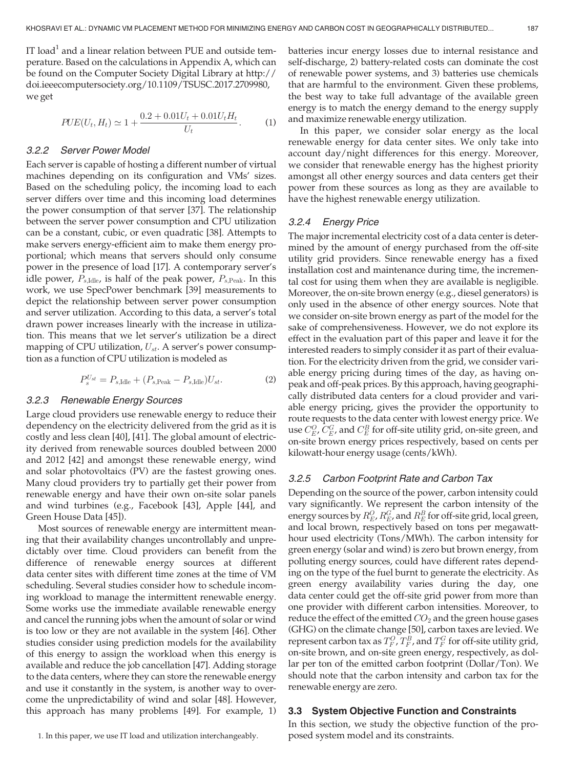IT load[1] and a linear relation between PUE and outside temperature. Based on the calculations in Appendix A, which can be found on the Computer Society Digital Library at http://doi.ieeecomputersociety.org/10.1109/TSUSC.2017.2709980, we get

$$PUE(U_t, H_t) \simeq 1 + \frac{0.2 + 0.01U_t + 0.01U_tH_t}{U_t}. \qquad (1)$$

#### 3.2.2 Server Power Model

Each server is capable of hosting a different number of virtual machines depending on its configuration and VMs' sizes. Based on the scheduling policy, the incoming load to each server differs over time and this incoming load determines the power consumption of that server [37]. The relationship between the server power consumption and CPU utilization can be a constant, cubic, or even quadratic [38]. Attempts to make servers energy-efficient aim to make them energy proportional; which means that servers should only consume power in the presence of load [17]. A contemporary server's idle power, $P_{s,\text{Idle}}$, is half of the peak power, $P_{s,\text{Peak}}$. In this work, we use SpecPower benchmark [39] measurements to depict the relationship between server power consumption and server utilization. According to this data, a server's total drawn power increases linearly with the increase in utilization. This means that we let server's utilization be a direct mapping of CPU utilization, $U_{st}$. A server's power consumption as a function of CPU utilization is modeled as

$$P_s^{U_{st}} = P_{s,\text{Idle}} + (P_{s,\text{Peak}} - P_{s,\text{Idle}})U_{st}. \qquad (2)$$

#### 3.2.3 Renewable Energy Sources

Large cloud providers use renewable energy to reduce their dependency on the electricity delivered from the grid as it is costly and less clean [40], [41]. The global amount of electricity derived from renewable sources doubled between 2000 and 2012 [42] and amongst these renewable energy, wind and solar photovoltaics (PV) are the fastest growing ones. Many cloud providers try to partially get their power from renewable energy and have their own on-site solar panels and wind turbines (e.g., Facebook [43], Apple [44], and Green House Data [45]).

Most sources of renewable energy are intermittent meaning that their availability changes uncontrollably and unpredictably over time. Cloud providers can benefit from the difference of renewable energy sources at different data center sites with different time zones at the time of VM scheduling. Several studies consider how to schedule incoming workload to manage the intermittent renewable energy. Some works use the immediate available renewable energy and cancel the running jobs when the amount of solar or wind is too low or they are not available in the system [46]. Other studies consider using prediction models for the availability of this energy to assign the workload when this energy is available and reduce the job cancellation [47]. Adding storage to the data centers, where they can store the renewable energy and use it constantly in the system, is another way to overcome the unpredictability of wind and solar [48]. However, this approach has many problems [49]. For example, 1) batteries incur energy losses due to internal resistance and self-discharge, 2) battery-related costs can dominate the cost of renewable power systems, and 3) batteries use chemicals that are harmful to the environment. Given these problems, the best way to take full advantage of the available green energy is to match the energy demand to the energy supply and maximize renewable energy utilization.

In this paper, we consider solar energy as the local renewable energy for data center sites. We only take into account day/night differences for this energy. Moreover, we consider that renewable energy has the highest priority amongst all other energy sources and data centers get their power from these sources as long as they are available to have the highest renewable energy utilization.

#### 3.2.4 Energy Price

The major incremental electricity cost of a data center is determined by the amount of energy purchased from the off-site utility grid providers. Since renewable energy has a fixed installation cost and maintenance during time, the incremental cost for using them when they are available is negligible. Moreover, the on-site brown energy (e.g., diesel generators) is only used in the absence of other energy sources. Note that we consider on-site brown energy as part of the model for the sake of comprehensiveness. However, we do not explore its effect in the evaluation part of this paper and leave it for the interested readers to simply consider it as part of their evaluation. For the electricity driven from the grid, we consider variable energy pricing during times of the day, as having on-peak and off-peak prices. By this approach, having geographically distributed data centers for a cloud provider and variable energy pricing, gives the provider the opportunity to route requests to the data center with lowest energy price. We use $C_E^O$, $C_E^G$, and $C_E^B$ for off-site utility grid, on-site green, and on-site brown energy prices respectively, based on cents per kilowatt-hour energy usage (cents/kWh).

#### 3.2.5 Carbon Footprint Rate and Carbon Tax

Depending on the source of the power, carbon intensity could vary significantly. We represent the carbon intensity of the energy sources by $R_E^O$, $R_E^G$, and $R_E^B$ for off-site grid, local green, and local brown, respectively based on tons per megawatt-hour used electricity (Tons/MWh). The carbon intensity for green energy (solar and wind) is zero but brown energy, from polluting energy sources, could have different rates depending on the type of the fuel burnt to generate the electricity. As green energy availability varies during the day, one data center could get the off-site grid power from more than one provider with different carbon intensities. Moreover, to reduce the effect of the emitted $CO_2$ and the green house gases (GHG) on the climate change [50], carbon taxes are levied. We represent carbon tax as $T_F^O$, $T_F^B$, and $T_F^G$ for off-site utility grid, on-site brown, and on-site green energy, respectively, as dollar per ton of the emitted carbon footprint (Dollar/Ton). We should note that the carbon intensity and carbon tax for the renewable energy are zero.

### 3.3 System Objective Function and Constraints

In this section, we study the objective function of the proposed system model and its constraints.

1. In this paper, we use IT load and utilization interchangeably.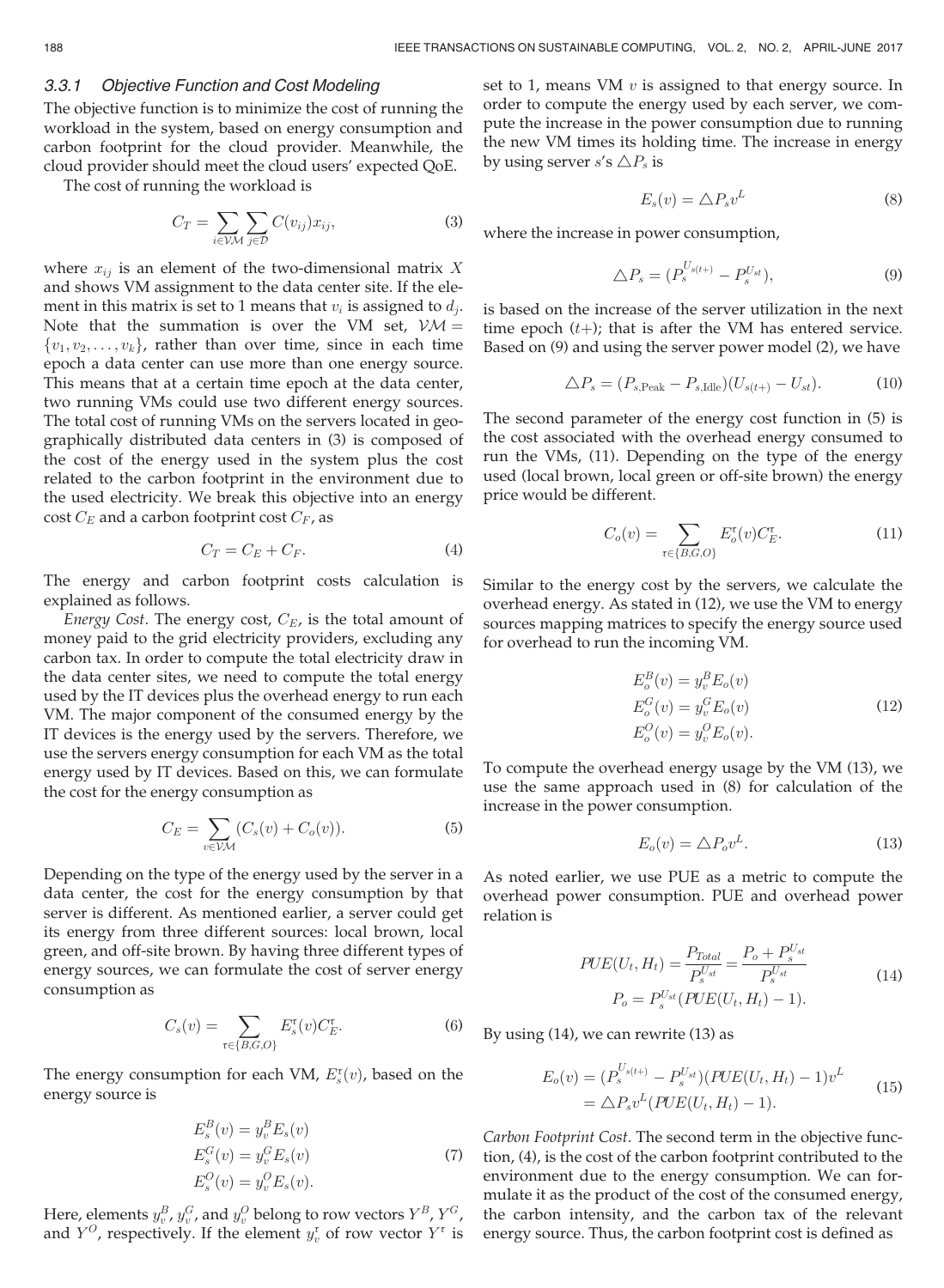### 3.3.1 Objective Function and Cost Modeling

The objective function is to minimize the cost of running the workload in the system, based on energy consumption and carbon footprint for the cloud provider. Meanwhile, the cloud provider should meet the cloud users' expected QoE.

The cost of running the workload is

$$C_T = \sum_{i \in \mathcal{VM}} \sum_{j \in \mathcal{D}} C(v_{ij}) x_{ij}, \tag{3}$$

where $x_{ij}$ is an element of the two-dimensional matrix $X$ and shows VM assignment to the data center site. If the element in this matrix is set to 1 means that $v_i$ is assigned to $d_j$. Note that the summation is over the VM set, $\mathcal{VM} = \{v_1, v_2, \ldots, v_k\}$, rather than over time, since in each time epoch a data center can use more than one energy source. This means that at a certain time epoch at the data center, two running VMs could use two different energy sources. The total cost of running VMs on the servers located in geographically distributed data centers in (3) is composed of the cost of the energy used in the system plus the cost related to the carbon footprint in the environment due to the used electricity. We break this objective into an energy cost $C_E$ and a carbon footprint cost $C_F$, as

$$C_T = C_E + C_F. \tag{4}$$

The energy and carbon footprint costs calculation is explained as follows.

*Energy Cost.* The energy cost, $C_E$, is the total amount of money paid to the grid electricity providers, excluding any carbon tax. In order to compute the total electricity draw in the data center sites, we need to compute the total energy used by the IT devices plus the overhead energy to run each VM. The major component of the consumed energy by the IT devices is the energy used by the servers. Therefore, we use the servers energy consumption for each VM as the total energy used by IT devices. Based on this, we can formulate the cost for the energy consumption as

$$C_E = \sum_{v \in \mathcal{VM}} (C_s(v) + C_o(v)). \tag{5}$$

Depending on the type of the energy used by the server in a data center, the cost for the energy consumption by that server is different. As mentioned earlier, a server could get its energy from three different sources: local brown, local green, and off-site brown. By having three different types of energy sources, we can formulate the cost of server energy consumption as

$$C_s(v) = \sum_{\tau \in \{B,G,O\}} E_s^{\tau}(v) C_E^{\tau}. \tag{6}$$

The energy consumption for each VM, $E_s^{\tau}(v)$, based on the energy source is

$$\begin{aligned} E_s^B(v) &= y_v^B E_s(v) \\ E_s^G(v) &= y_v^G E_s(v) \\ E_s^O(v) &= y_v^O E_s(v). \end{aligned} \tag{7}$$

Here, elements $y_v^B$, $y_v^G$, and $y_v^O$ belong to row vectors $Y^B$, $Y^G$, and $Y^O$, respectively. If the element $y_v^{\tau}$ of row vector $Y^{\tau}$ is set to 1, means VM $v$ is assigned to that energy source. In order to compute the energy used by each server, we compute the increase in the power consumption due to running the new VM times its holding time. The increase in energy by using server $s$'s $\triangle P_s$ is

$$E_s(v) = \triangle P_s v^L \tag{8}$$

where the increase in power consumption,

$$\triangle P_s = (P_s^{U_{s(t+)}} - P_s^{U_{st}}), \tag{9}$$

is based on the increase of the server utilization in the next time epoch $(t+)$; that is after the VM has entered service. Based on (9) and using the server power model (2), we have

$$\triangle P_s = (P_{s,\text{Peak}} - P_{s,\text{Idle}})(U_{s(t+)} - U_{st}). \tag{10}$$

The second parameter of the energy cost function in (5) is the cost associated with the overhead energy consumed to run the VMs, (11). Depending on the type of the energy used (local brown, local green or off-site brown) the energy price would be different.

$$C_o(v) = \sum_{\tau \in \{B,G,O\}} E_o^{\tau}(v) C_E^{\tau}. \tag{11}$$

Similar to the energy cost by the servers, we calculate the overhead energy. As stated in (12), we use the VM to energy sources mapping matrices to specify the energy source used for overhead to run the incoming VM.

$$\begin{aligned} E_o^B(v) &= y_v^B E_o(v) \\ E_o^G(v) &= y_v^G E_o(v) \\ E_o^O(v) &= y_v^O E_o(v). \end{aligned} \tag{12}$$

To compute the overhead energy usage by the VM (13), we use the same approach used in (8) for calculation of the increase in the power consumption.

$$E_o(v) = \triangle P_o v^L. \tag{13}$$

As noted earlier, we use PUE as a metric to compute the overhead power consumption. PUE and overhead power relation is

$$\begin{aligned} PUE(U_t, H_t) &= \frac{P_{Total}}{P_s^{U_{st}}} = \frac{P_o + P_s^{U_{st}}}{P_s^{U_{st}}} \\ P_o &= P_s^{U_{st}}(PUE(U_t, H_t) - 1). \end{aligned} \tag{14}$$

By using (14), we can rewrite (13) as

$$\begin{aligned} E_o(v) &= (P_s^{U_{s(t+)}} - P_s^{U_{st}})(PUE(U_t, H_t) - 1)v^L \\ &= \triangle P_s v^L (PUE(U_t, H_t) - 1). \end{aligned} \tag{15}$$

*Carbon Footprint Cost.* The second term in the objective function, (4), is the cost of the carbon footprint contributed to the environment due to the energy consumption. We can formulate it as the product of the cost of the consumed energy, the carbon intensity, and the carbon tax of the relevant energy source. Thus, the carbon footprint cost is defined as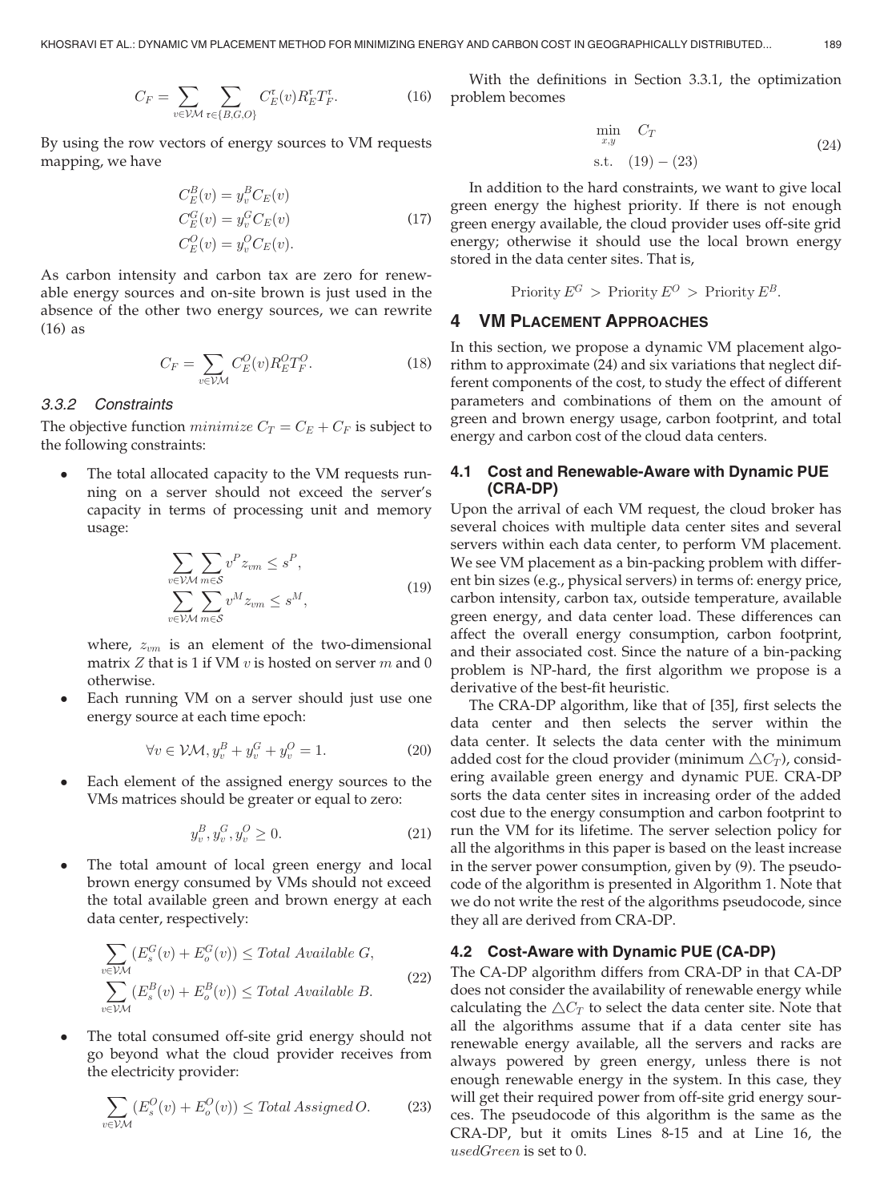$$C_F = \sum_{v \in \mathcal{VM}} \sum_{\tau \in \{B,G,O\}} C_E^{\tau}(v) R_E^{\tau} T_F^{\tau}. \tag{16}$$

By using the row vectors of energy sources to VM requests mapping, we have

$$\begin{aligned} C_E^B(v) &= y_v^B C_E(v) \\ C_E^G(v) &= y_v^G C_E(v) \\ C_E^O(v) &= y_v^O C_E(v). \end{aligned} \tag{17}$$

As carbon intensity and carbon tax are zero for renewable energy sources and on-site brown is just used in the absence of the other two energy sources, we can rewrite (16) as

$$C_F = \sum_{v \in \mathcal{VM}} C_E^O(v) R_E^O T_F^O. \tag{18}$$

#### 3.3.2 Constraints

The objective function $minimize\ C_T = C_E + C_F$ is subject to the following constraints:

- The total allocated capacity to the VM requests running on a server should not exceed the server's capacity in terms of processing unit and memory usage:

$$\begin{aligned} \sum_{v \in \mathcal{VM}} \sum_{m \in \mathcal{S}} v^P z_{vm} &\leq s^P, \\ \sum_{v \in \mathcal{VM}} \sum_{m \in \mathcal{S}} v^M z_{vm} &\leq s^M, \end{aligned} \tag{19}$$

  where, $z_{vm}$ is an element of the two-dimensional matrix $Z$ that is 1 if VM $v$ is hosted on server $m$ and 0 otherwise.

- Each running VM on a server should just use one energy source at each time epoch:

$$\forall v \in \mathcal{VM}, y_v^B + y_v^G + y_v^O = 1. \tag{20}$$

- Each element of the assigned energy sources to the VMs matrices should be greater or equal to zero:

$$y_v^B, y_v^G, y_v^O \geq 0. \tag{21}$$

- The total amount of local green energy and local brown energy consumed by VMs should not exceed the total available green and brown energy at each data center, respectively:

$$\begin{aligned} \sum_{v \in \mathcal{VM}} (E_s^G(v) + E_o^G(v)) &\leq Total\ Available\ G, \\ \sum_{v \in \mathcal{VM}} (E_s^B(v) + E_o^B(v)) &\leq Total\ Available\ B. \end{aligned} \tag{22}$$

- The total consumed off-site grid energy should not go beyond what the cloud provider receives from the electricity provider:

$$\sum_{v \in \mathcal{VM}} (E_s^O(v) + E_o^O(v)) \leq Total\ Assigned\ O. \tag{23}$$

With the definitions in Section 3.3.1, the optimization problem becomes

$$\begin{aligned} \min_{x,y} \quad & C_T \\ \text{s.t.} \quad & (19) - (23) \end{aligned} \tag{24}$$

In addition to the hard constraints, we want to give local green energy the highest priority. If there is not enough green energy available, the cloud provider uses off-site grid energy; otherwise it should use the local brown energy stored in the data center sites. That is,

$$\text{Priority } E^G > \text{Priority } E^O > \text{Priority } E^B.$$

## 4 VM Placement Approaches

In this section, we propose a dynamic VM placement algorithm to approximate (24) and six variations that neglect different components of the cost, to study the effect of different parameters and combinations of them on the amount of green and brown energy usage, carbon footprint, and total energy and carbon cost of the cloud data centers.

### 4.1 Cost and Renewable-Aware with Dynamic PUE (CRA-DP)

Upon the arrival of each VM request, the cloud broker has several choices with multiple data center sites and several servers within each data center, to perform VM placement. We see VM placement as a bin-packing problem with different bin sizes (e.g., physical servers) in terms of: energy price, carbon intensity, carbon tax, outside temperature, available green energy, and data center load. These differences can affect the overall energy consumption, carbon footprint, and their associated cost. Since the nature of a bin-packing problem is NP-hard, the first algorithm we propose is a derivative of the best-fit heuristic.

The CRA-DP algorithm, like that of [35], first selects the data center and then selects the server within the data center. It selects the data center with the minimum added cost for the cloud provider (minimum $\triangle C_T$), considering available green energy and dynamic PUE. CRA-DP sorts the data center sites in increasing order of the added cost due to the energy consumption and carbon footprint to run the VM for its lifetime. The server selection policy for all the algorithms in this paper is based on the least increase in the server power consumption, given by (9). The pseudocode of the algorithm is presented in Algorithm 1. Note that we do not write the rest of the algorithms pseudocode, since they all are derived from CRA-DP.

### 4.2 Cost-Aware with Dynamic PUE (CA-DP)

The CA-DP algorithm differs from CRA-DP in that CA-DP does not consider the availability of renewable energy while calculating the $\triangle C_T$ to select the data center site. Note that all the algorithms assume that if a data center site has renewable energy available, all the servers and racks are always powered by green energy, unless there is not enough renewable energy in the system. In this case, they will get their required power from off-site grid energy sources. The pseudocode of this algorithm is the same as the CRA-DP, but it omits Lines 8-15 and at Line 16, the *usedGreen* is set to 0.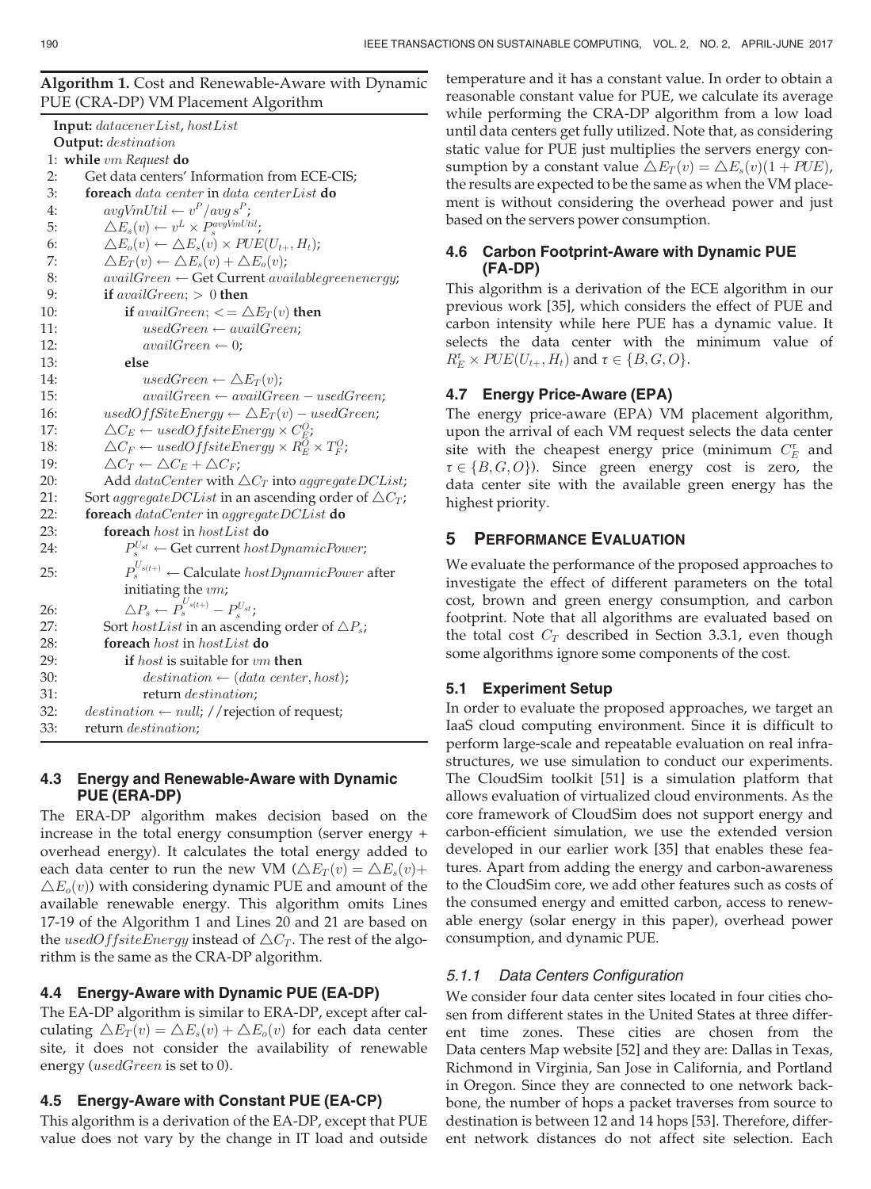**Algorithm 1.** Cost and Renewable-Aware with Dynamic PUE (CRA-DP) VM Placement Algorithm

```
Input: datacenerList, hostList
Output: destination
1:  while vm Request do
2:      Get data centers' Information from ECE-CIS;
3:      foreach data center in data centerList do
4:          avgVmUtil ← v^P / avg s^P;
5:          △E_s(v) ← v^L × P_s^{avgVmUtil};
6:          △E_o(v) ← △E_s(v) × PUE(U_{t+}, H_t);
7:          △E_T(v) ← △E_s(v) + △E_o(v);
8:          availGreen ← Get Current availablegreenenergy;
9:          if availGreen; > 0 then
10:             if availGreen; <= △E_T(v) then
11:                 usedGreen ← availGreen;
12:                 availGreen ← 0;
13:             else
14:                 usedGreen ← △E_T(v);
15:                 availGreen ← availGreen − usedGreen;
16:         usedOffSiteEnergy ← △E_T(v) − usedGreen;
17:         △C_E ← usedOffsiteEnergy × C_E^O;
18:         △C_F ← usedOffsiteEnergy × R_E^O × T_F^O;
19:         △C_T ← △C_E + △C_F;
20:         Add dataCenter with △C_T into aggregateDCList;
21:     Sort aggregateDCList in an ascending order of △C_T;
22:     foreach dataCenter in aggregateDCList do
23:         foreach host in hostList do
24:             P_s^{U_st} ← Get current hostDynamicPower;
25:             P_s^{U_s(t+)} ← Calculate hostDynamicPower after
                    initiating the vm;
26:             △P_s ← P_s^{U_s(t+)} − P_s^{U_st};
27:         Sort hostList in an ascending order of △P_s;
28:         foreach host in hostList do
29:             if host is suitable for vm then
30:                 destination ← (data center, host);
31:                 return destination;
32:     destination ← null; //rejection of request;
33:     return destination;
```

### 4.3 Energy and Renewable-Aware with Dynamic PUE (ERA-DP)

The ERA-DP algorithm makes decision based on the increase in the total energy consumption (server energy + overhead energy). It calculates the total energy added to each data center to run the new VM ($\triangle E_T(v) = \triangle E_s(v) + \triangle E_o(v)$) with considering dynamic PUE and amount of the available renewable energy. This algorithm omits Lines 17-19 of the Algorithm 1 and Lines 20 and 21 are based on the $usedOffsiteEnergy$ instead of $\triangle C_T$. The rest of the algorithm is the same as the CRA-DP algorithm.

### 4.4 Energy-Aware with Dynamic PUE (EA-DP)

The EA-DP algorithm is similar to ERA-DP, except after calculating $\triangle E_T(v) = \triangle E_s(v) + \triangle E_o(v)$ for each data center site, it does not consider the availability of renewable energy ($usedGreen$ is set to 0).

### 4.5 Energy-Aware with Constant PUE (EA-CP)

This algorithm is a derivation of the EA-DP, except that PUE value does not vary by the change in IT load and outside temperature and it has a constant value. In order to obtain a reasonable constant value for PUE, we calculate its average while performing the CRA-DP algorithm from a low load until data centers get fully utilized. Note that, as considering static value for PUE just multiplies the servers energy consumption by a constant value $\triangle E_T(v) = \triangle E_s(v)(1 + PUE)$, the results are expected to be the same as when the VM placement is without considering the overhead power and just based on the servers power consumption.

### 4.6 Carbon Footprint-Aware with Dynamic PUE (FA-DP)

This algorithm is a derivation of the ECE algorithm in our previous work [35], which considers the effect of PUE and carbon intensity while here PUE has a dynamic value. It selects the data center with the minimum value of $R_E^{\tau} \times PUE(U_{t+}, H_t)$ and $\tau \in \{B, G, O\}$.

### 4.7 Energy Price-Aware (EPA)

The energy price-aware (EPA) VM placement algorithm, upon the arrival of each VM request selects the data center site with the cheapest energy price (minimum $C_E^{\tau}$ and $\tau \in \{B, G, O\}$). Since green energy cost is zero, the data center site with the available green energy has the highest priority.

## 5 Performance Evaluation

We evaluate the performance of the proposed approaches to investigate the effect of different parameters on the total cost, brown and green energy consumption, and carbon footprint. Note that all algorithms are evaluated based on the total cost $C_T$ described in Section 3.3.1, even though some algorithms ignore some components of the cost.

### 5.1 Experiment Setup

In order to evaluate the proposed approaches, we target an IaaS cloud computing environment. Since it is difficult to perform large-scale and repeatable evaluation on real infrastructures, we use simulation to conduct our experiments. The CloudSim toolkit [51] is a simulation platform that allows evaluation of virtualized cloud environments. As the core framework of CloudSim does not support energy and carbon-efficient simulation, we use the extended version developed in our earlier work [35] that enables these features. Apart from adding the energy and carbon-awareness to the CloudSim core, we add other features such as costs of the consumed energy and emitted carbon, access to renewable energy (solar energy in this paper), overhead power consumption, and dynamic PUE.

#### 5.1.1 Data Centers Configuration

We consider four data center sites located in four cities chosen from different states in the United States at three different time zones. These cities are chosen from the Data centers Map website [52] and they are: Dallas in Texas, Richmond in Virginia, San Jose in California, and Portland in Oregon. Since they are connected to one network backbone, the number of hops a packet traverses from source to destination is between 12 and 14 hops [53]. Therefore, different network distances do not affect site selection. Each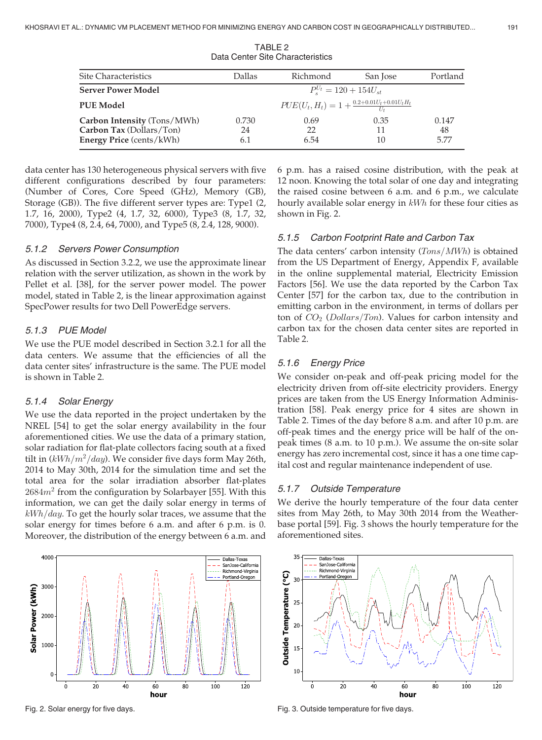TABLE 2
Data Center Site Characteristics

| Site Characteristics | Dallas | Richmond | San Jose | Portland |
|---|---|---|---|---|
| **Server Power Model** | $P_s^{U_t} = 120 + 154U_{st}$ | | | |
| **PUE Model** | $PUE(U_t, H_t) = 1 + \frac{0.2+0.01U_t+0.01U_tH_t}{U_t}$ | | | |
| **Carbon Intensity** (Tons/MWh) | 0.730 | 0.69 | 0.35 | 0.147 |
| **Carbon Tax** (Dollars/Ton) | 24 | 22 | 11 | 48 |
| **Energy Price** (cents/kWh) | 6.1 | 6.54 | 10 | 5.77 |

data center has 130 heterogeneous physical servers with five different configurations described by four parameters: (Number of Cores, Core Speed (GHz), Memory (GB), Storage (GB)). The five different server types are: Type1 (2, 1.7, 16, 2000), Type2 (4, 1.7, 32, 6000), Type3 (8, 1.7, 32, 7000), Type4 (8, 2.4, 64, 7000), and Type5 (8, 2.4, 128, 9000).

### 5.1.2 Servers Power Consumption

As discussed in Section 3.2.2, we use the approximate linear relation with the server utilization, as shown in the work by Pellet et al. [38], for the server power model. The power model, stated in Table 2, is the linear approximation against SpecPower results for two Dell PowerEdge servers.

### 5.1.3 PUE Model

We use the PUE model described in Section 3.2.1 for all the data centers. We assume that the efficiencies of all the data center sites' infrastructure is the same. The PUE model is shown in Table 2.

### 5.1.4 Solar Energy

We use the data reported in the project undertaken by the NREL [54] to get the solar energy availability in the four aforementioned cities. We use the data of a primary station, solar radiation for flat-plate collectors facing south at a fixed tilt in ($kWh/m^2/day$). We consider five days form May 26th, 2014 to May 30th, 2014 for the simulation time and set the total area for the solar irradiation absorber flat-plates $2684m^2$ from the configuration by Solarbayer [55]. With this information, we can get the daily solar energy in terms of $kWh/day$. To get the hourly solar traces, we assume that the solar energy for times before 6 a.m. and after 6 p.m. is 0. Moreover, the distribution of the energy between 6 a.m. and 6 p.m. has a raised cosine distribution, with the peak at 12 noon. Knowing the total solar of one day and integrating the raised cosine between 6 a.m. and 6 p.m., we calculate hourly available solar energy in $kWh$ for these four cities as shown in Fig. 2.

### 5.1.5 Carbon Footprint Rate and Carbon Tax

The data centers' carbon intensity ($Tons/MWh$) is obtained from the US Department of Energy, Appendix F, available in the online supplemental material, Electricity Emission Factors [56]. We use the data reported by the Carbon Tax Center [57] for the carbon tax, due to the contribution in emitting carbon in the environment, in terms of dollars per ton of $CO_2$ ($Dollars/Ton$). Values for carbon intensity and carbon tax for the chosen data center sites are reported in Table 2.

### 5.1.6 Energy Price

We consider on-peak and off-peak pricing model for the electricity driven from off-site electricity providers. Energy prices are taken from the US Energy Information Administration [58]. Peak energy price for 4 sites are shown in Table 2. Times of the day before 8 a.m. and after 10 p.m. are off-peak times and the energy price will be half of the on-peak times (8 a.m. to 10 p.m.). We assume the on-site solar energy has zero incremental cost, since it has a one time capital cost and regular maintenance independent of use.

### 5.1.7 Outside Temperature

We derive the hourly temperature of the four data center sites from May 26th, to May 30th 2014 from the Weatherbase portal [59]. Fig. 3 shows the hourly temperature for the aforementioned sites.

Solar Power (kWh)
hour
Dallas-Texas
SanJose-California
Richmond-Virginia
Portland-Oregon
0
1000
2000
3000
4000
0 20 40 60 80 100 120

Fig. 2. Solar energy for five days.

Outside Temperature (°C)
hour
Dallas-Texas
SanJose-California
Richmond-Virginia
Portland-Oregon
10
15
20
25
30
35
0 20 40 60 80 100 120

Fig. 3. Outside temperature for five days.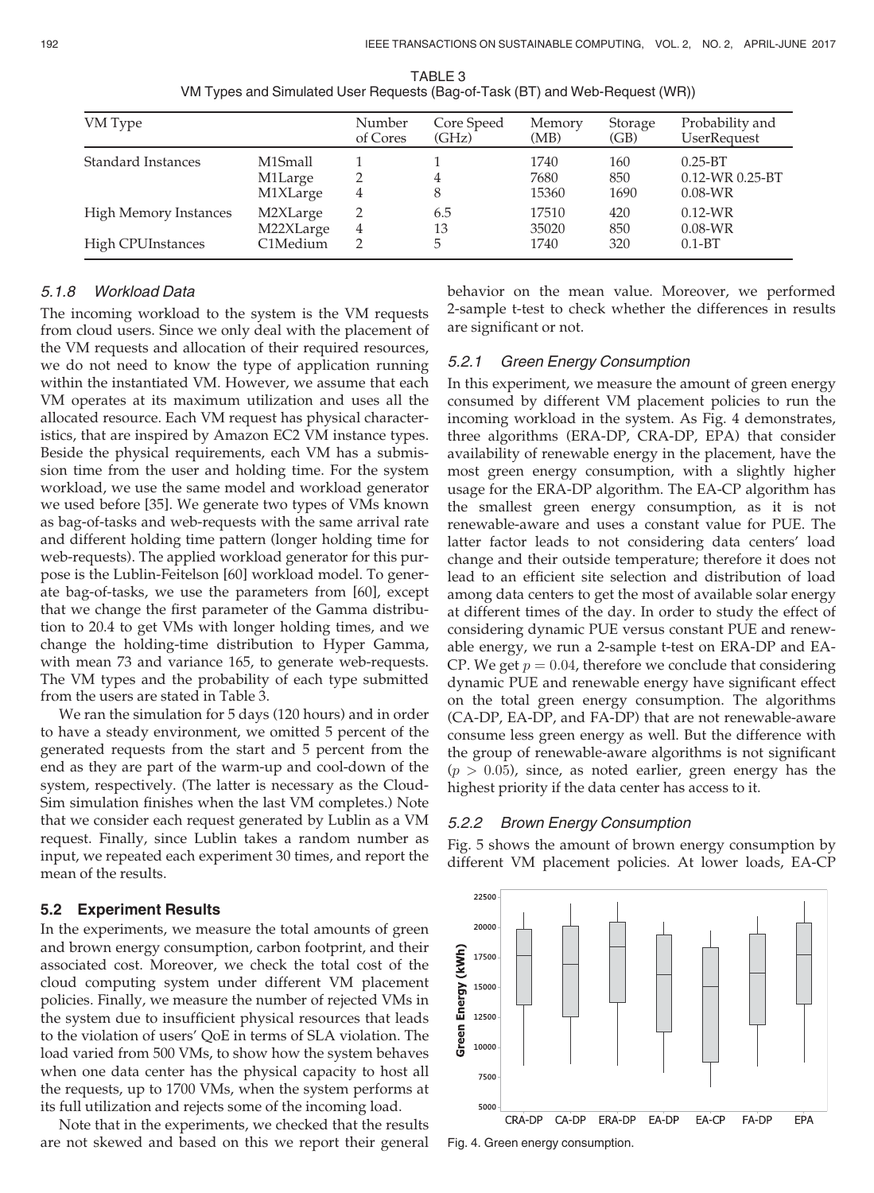TABLE 3
VM Types and Simulated User Requests (Bag-of-Task (BT) and Web-Request (WR))

| VM Type | | Number of Cores | Core Speed (GHz) | Memory (MB) | Storage (GB) | Probability and UserRequest |
|---|---|---|---|---|---|---|
| Standard Instances | M1Small | 1 | 1 | 1740 | 160 | 0.25-BT |
| | M1Large | 2 | 4 | 7680 | 850 | 0.12-WR 0.25-BT |
| | M1XLarge | 4 | 8 | 15360 | 1690 | 0.08-WR |
| High Memory Instances | M2XLarge | 2 | 6.5 | 17510 | 420 | 0.12-WR |
| | M22XLarge | 4 | 13 | 35020 | 850 | 0.08-WR |
| High CPUInstances | C1Medium | 2 | 5 | 1740 | 320 | 0.1-BT |

#### 5.1.8 Workload Data

The incoming workload to the system is the VM requests from cloud users. Since we only deal with the placement of the VM requests and allocation of their required resources, we do not need to know the type of application running within the instantiated VM. However, we assume that each VM operates at its maximum utilization and uses all the allocated resource. Each VM request has physical characteristics, that are inspired by Amazon EC2 VM instance types. Beside the physical requirements, each VM has a submission time from the user and holding time. For the system workload, we use the same model and workload generator we used before [35]. We generate two types of VMs known as bag-of-tasks and web-requests with the same arrival rate and different holding time pattern (longer holding time for web-requests). The applied workload generator for this purpose is the Lublin-Feitelson [60] workload model. To generate bag-of-tasks, we use the parameters from [60], except that we change the first parameter of the Gamma distribution to 20.4 to get VMs with longer holding times, and we change the holding-time distribution to Hyper Gamma, with mean 73 and variance 165, to generate web-requests. The VM types and the probability of each type submitted from the users are stated in Table 3.

We ran the simulation for 5 days (120 hours) and in order to have a steady environment, we omitted 5 percent of the generated requests from the start and 5 percent from the end as they are part of the warm-up and cool-down of the system, respectively. (The latter is necessary as the CloudSim simulation finishes when the last VM completes.) Note that we consider each request generated by Lublin as a VM request. Finally, since Lublin takes a random number as input, we repeated each experiment 30 times, and report the mean of the results.

### 5.2 Experiment Results

In the experiments, we measure the total amounts of green and brown energy consumption, carbon footprint, and their associated cost. Moreover, we check the total cost of the cloud computing system under different VM placement policies. Finally, we measure the number of rejected VMs in the system due to insufficient physical resources that leads to the violation of users' QoE in terms of SLA violation. The load varied from 500 VMs, to show how the system behaves when one data center has the physical capacity to host all the requests, up to 1700 VMs, when the system performs at its full utilization and rejects some of the incoming load.

Note that in the experiments, we checked that the results are not skewed and based on this we report their general behavior on the mean value. Moreover, we performed 2-sample t-test to check whether the differences in results are significant or not.

#### 5.2.1 Green Energy Consumption

In this experiment, we measure the amount of green energy consumed by different VM placement policies to run the incoming workload in the system. As Fig. 4 demonstrates, three algorithms (ERA-DP, CRA-DP, EPA) that consider availability of renewable energy in the placement, have the most green energy consumption, with a slightly higher usage for the ERA-DP algorithm. The EA-CP algorithm has the smallest green energy consumption, as it is not renewable-aware and uses a constant value for PUE. The latter factor leads to not considering data centers' load change and their outside temperature; therefore it does not lead to an efficient site selection and distribution of load among data centers to get the most of available solar energy at different times of the day. In order to study the effect of considering dynamic PUE versus constant PUE and renewable energy, we run a 2-sample t-test on ERA-DP and EA-CP. We get $p = 0.04$, therefore we conclude that considering dynamic PUE and renewable energy have significant effect on the total green energy consumption. The algorithms (CA-DP, EA-DP, and FA-DP) that are not renewable-aware consume less green energy as well. But the difference with the group of renewable-aware algorithms is not significant ($p > 0.05$), since, as noted earlier, green energy has the highest priority if the data center has access to it.

#### 5.2.2 Brown Energy Consumption

Fig. 5 shows the amount of brown energy consumption by different VM placement policies. At lower loads, EA-CP

Green Energy (kWh)
22500
20000
17500
15000
12500
10000
7500
5000
CRA-DP CA-DP ERA-DP EA-DP EA-CP FA-DP EPA

Fig. 4. Green energy consumption.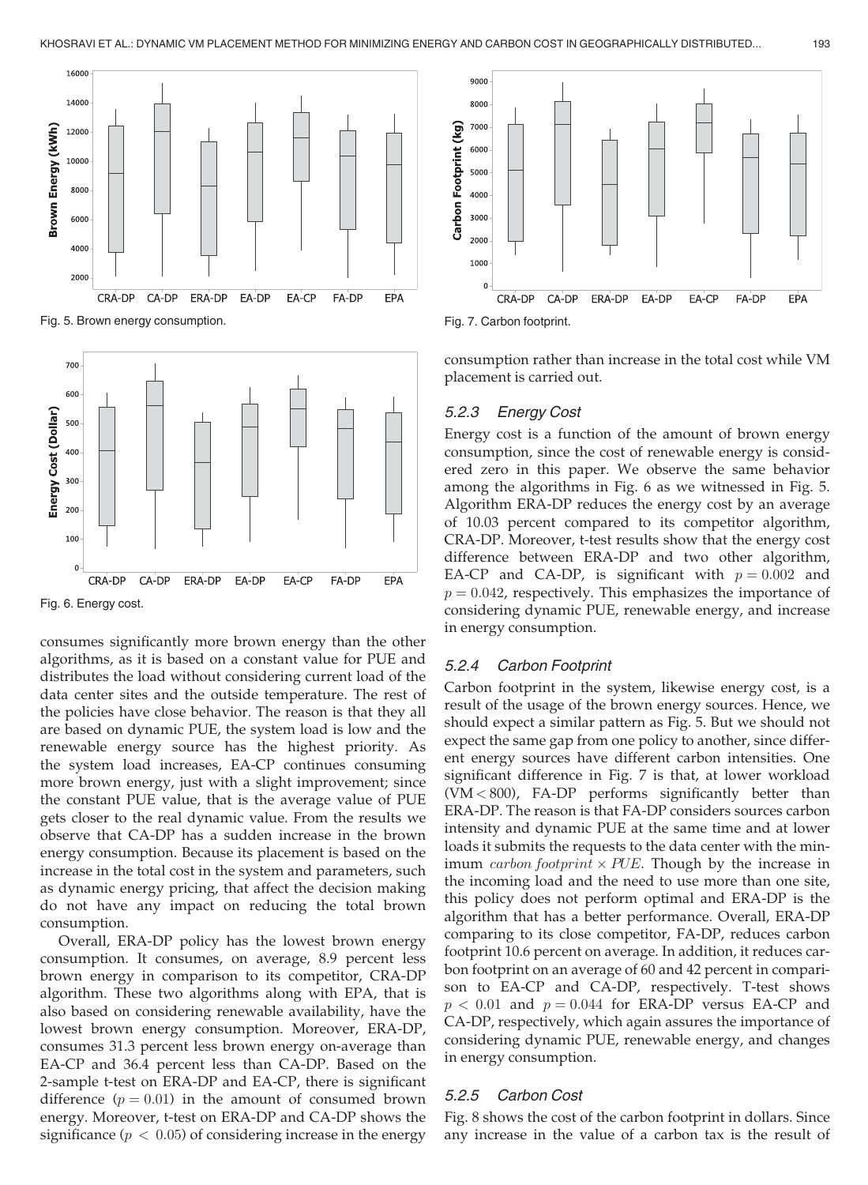Brown Energy (kWh)

16000
14000
12000
10000
8000
6000
4000
2000

CRA-DP CA-DP ERA-DP EA-DP EA-CP FA-DP EPA

Fig. 5. Brown energy consumption.

Energy Cost (Dollar)

700
600
500
400
300
200
100
0

CRA-DP CA-DP ERA-DP EA-DP EA-CP FA-DP EPA

Fig. 6. Energy cost.

consumes significantly more brown energy than the other algorithms, as it is based on a constant value for PUE and distributes the load without considering current load of the data center sites and the outside temperature. The rest of the policies have close behavior. The reason is that they all are based on dynamic PUE, the system load is low and the renewable energy source has the highest priority. As the system load increases, EA-CP continues consuming more brown energy, just with a slight improvement; since the constant PUE value, that is the average value of PUE gets closer to the real dynamic value. From the results we observe that CA-DP has a sudden increase in the brown energy consumption. Because its placement is based on the increase in the total cost in the system and parameters, such as dynamic energy pricing, that affect the decision making do not have any impact on reducing the total brown consumption.

Overall, ERA-DP policy has the lowest brown energy consumption. It consumes, on average, 8.9 percent less brown energy in comparison to its competitor, CRA-DP algorithm. These two algorithms along with EPA, that is also based on considering renewable availability, have the lowest brown energy consumption. Moreover, ERA-DP, consumes 31.3 percent less brown energy on-average than EA-CP and 36.4 percent less than CA-DP. Based on the 2-sample t-test on ERA-DP and EA-CP, there is significant difference ($p = 0.01$) in the amount of consumed brown energy. Moreover, t-test on ERA-DP and CA-DP shows the significance ($p < 0.05$) of considering increase in the energy consumption rather than increase in the total cost while VM placement is carried out.

Carbon Footprint (kg)

9000
8000
7000
6000
5000
4000
3000
2000
1000
0

CRA-DP CA-DP ERA-DP EA-DP EA-CP FA-DP EPA

Fig. 7. Carbon footprint.

### 5.2.3 Energy Cost

Energy cost is a function of the amount of brown energy consumption, since the cost of renewable energy is considered zero in this paper. We observe the same behavior among the algorithms in Fig. 6 as we witnessed in Fig. 5. Algorithm ERA-DP reduces the energy cost by an average of 10.03 percent compared to its competitor algorithm, CRA-DP. Moreover, t-test results show that the energy cost difference between ERA-DP and two other algorithm, EA-CP and CA-DP, is significant with $p = 0.002$ and $p = 0.042$, respectively. This emphasizes the importance of considering dynamic PUE, renewable energy, and increase in energy consumption.

### 5.2.4 Carbon Footprint

Carbon footprint in the system, likewise energy cost, is a result of the usage of the brown energy sources. Hence, we should expect a similar pattern as Fig. 5. But we should not expect the same gap from one policy to another, since different energy sources have different carbon intensities. One significant difference in Fig. 7 is that, at lower workload (VM $<$ 800), FA-DP performs significantly better than ERA-DP. The reason is that FA-DP considers sources carbon intensity and dynamic PUE at the same time and at lower loads it submits the requests to the data center with the minimum $carbon\ footprint \times PUE$. Though by the increase in the incoming load and the need to use more than one site, this policy does not perform optimal and ERA-DP is the algorithm that has a better performance. Overall, ERA-DP comparing to its close competitor, FA-DP, reduces carbon footprint 10.6 percent on average. In addition, it reduces carbon footprint on an average of 60 and 42 percent in comparison to EA-CP and CA-DP, respectively. T-test shows $p < 0.01$ and $p = 0.044$ for ERA-DP versus EA-CP and CA-DP, respectively, which again assures the importance of considering dynamic PUE, renewable energy, and changes in energy consumption.

### 5.2.5 Carbon Cost

Fig. 8 shows the cost of the carbon footprint in dollars. Since any increase in the value of a carbon tax is the result of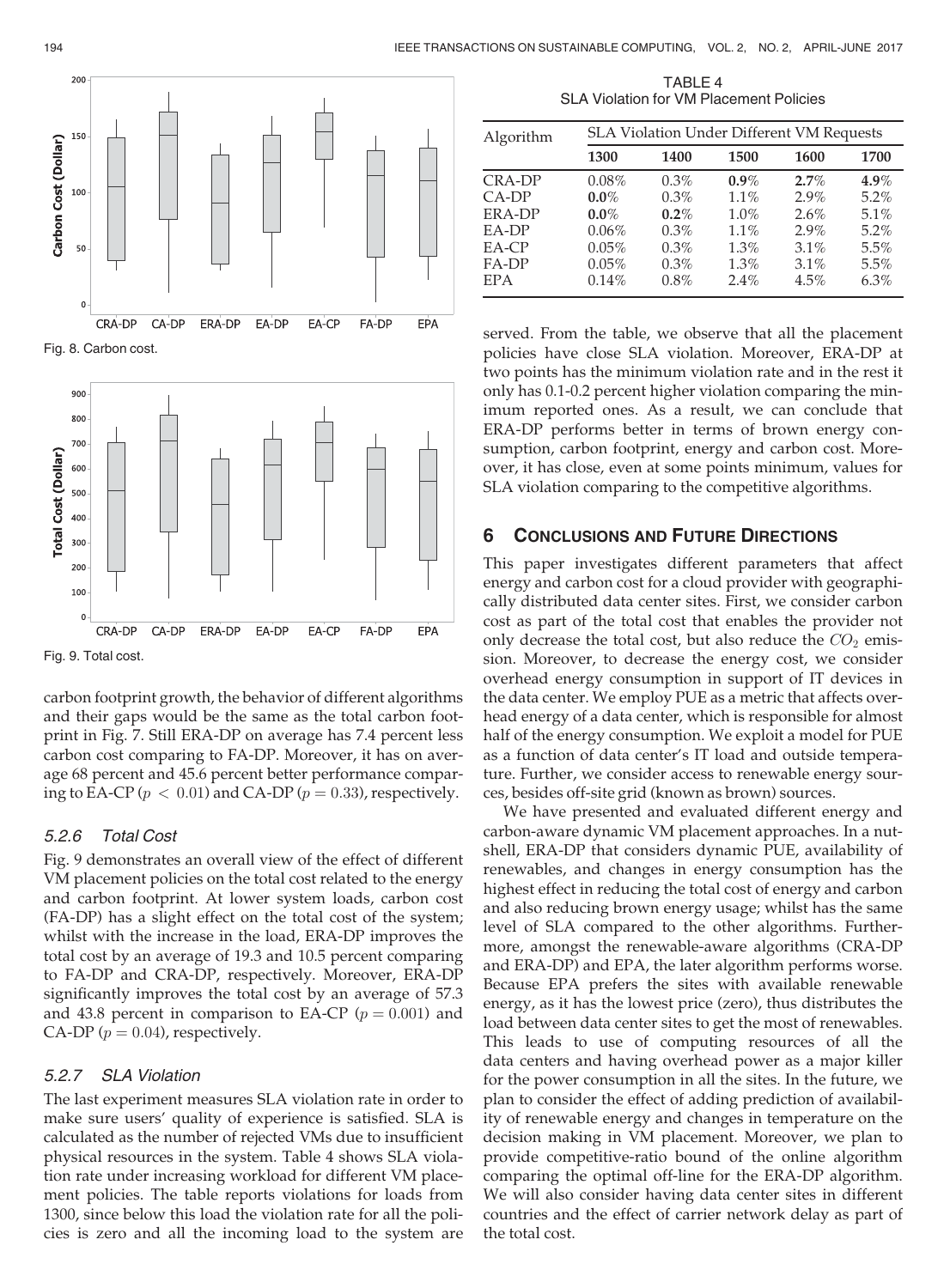200

150

100

50

0

Carbon Cost (Dollar)

CRA-DP CA-DP ERA-DP EA-DP EA-CP FA-DP EPA

Fig. 8. Carbon cost.

900

800

700

600

500

400

300

200

100

0

Total Cost (Dollar)

CRA-DP CA-DP ERA-DP EA-DP EA-CP FA-DP EPA

Fig. 9. Total cost.

carbon footprint growth, the behavior of different algorithms and their gaps would be the same as the total carbon footprint in Fig. 7. Still ERA-DP on average has 7.4 percent less carbon cost comparing to FA-DP. Moreover, it has on average 68 percent and 45.6 percent better performance comparing to EA-CP ($p < 0.01$) and CA-DP ($p = 0.33$), respectively.

### 5.2.6 Total Cost

Fig. 9 demonstrates an overall view of the effect of different VM placement policies on the total cost related to the energy and carbon footprint. At lower system loads, carbon cost (FA-DP) has a slight effect on the total cost of the system; whilst with the increase in the load, ERA-DP improves the total cost by an average of 19.3 and 10.5 percent comparing to FA-DP and CRA-DP, respectively. Moreover, ERA-DP significantly improves the total cost by an average of 57.3 and 43.8 percent in comparison to EA-CP ($p = 0.001$) and CA-DP ($p = 0.04$), respectively.

### 5.2.7 SLA Violation

The last experiment measures SLA violation rate in order to make sure users' quality of experience is satisfied. SLA is calculated as the number of rejected VMs due to insufficient physical resources in the system. Table 4 shows SLA violation rate under increasing workload for different VM placement policies. The table reports violations for loads from 1300, since below this load the violation rate for all the policies is zero and all the incoming load to the system are served. From the table, we observe that all the placement policies have close SLA violation. Moreover, ERA-DP at two points has the minimum violation rate and in the rest it only has 0.1-0.2 percent higher violation comparing the minimum reported ones. As a result, we can conclude that ERA-DP performs better in terms of brown energy consumption, carbon footprint, energy and carbon cost. Moreover, it has close, even at some points minimum, values for SLA violation comparing to the competitive algorithms.

TABLE 4
SLA Violation for VM Placement Policies

| Algorithm | SLA Violation Under Different VM Requests | | | | |
|---|---|---|---|---|---|
| | **1300** | **1400** | **1500** | **1600** | **1700** |
| CRA-DP | 0.08% | 0.3% | **0.9%** | **2.7%** | **4.9%** |
| CA-DP | **0.0%** | 0.3% | 1.1% | 2.9% | 5.2% |
| ERA-DP | **0.0%** | **0.2%** | 1.0% | 2.6% | 5.1% |
| EA-DP | 0.06% | 0.3% | 1.1% | 2.9% | 5.2% |
| EA-CP | 0.05% | 0.3% | 1.3% | 3.1% | 5.5% |
| FA-DP | 0.05% | 0.3% | 1.3% | 3.1% | 5.5% |
| EPA | 0.14% | 0.8% | 2.4% | 4.5% | 6.3% |

## 6 Conclusions and Future Directions

This paper investigates different parameters that affect energy and carbon cost for a cloud provider with geographically distributed data center sites. First, we consider carbon cost as part of the total cost that enables the provider not only decrease the total cost, but also reduce the $CO_2$ emission. Moreover, to decrease the energy cost, we consider overhead energy consumption in support of IT devices in the data center. We employ PUE as a metric that affects overhead energy of a data center, which is responsible for almost half of the energy consumption. We exploit a model for PUE as a function of data center's IT load and outside temperature. Further, we consider access to renewable energy sources, besides off-site grid (known as brown) sources.

We have presented and evaluated different energy and carbon-aware dynamic VM placement approaches. In a nutshell, ERA-DP that considers dynamic PUE, availability of renewables, and changes in energy consumption has the highest effect in reducing the total cost of energy and carbon and also reducing brown energy usage; whilst has the same level of SLA compared to the other algorithms. Furthermore, amongst the renewable-aware algorithms (CRA-DP and ERA-DP) and EPA, the later algorithm performs worse. Because EPA prefers the sites with available renewable energy, as it has the lowest price (zero), thus distributes the load between data center sites to get the most of renewables. This leads to use of computing resources of all the data centers and having overhead power as a major killer for the power consumption in all the sites. In the future, we plan to consider the effect of adding prediction of availability of renewable energy and changes in temperature on the decision making in VM placement. Moreover, we plan to provide competitive-ratio bound of the online algorithm comparing the optimal off-line for the ERA-DP algorithm. We will also consider having data center sites in different countries and the effect of carrier network delay as part of the total cost.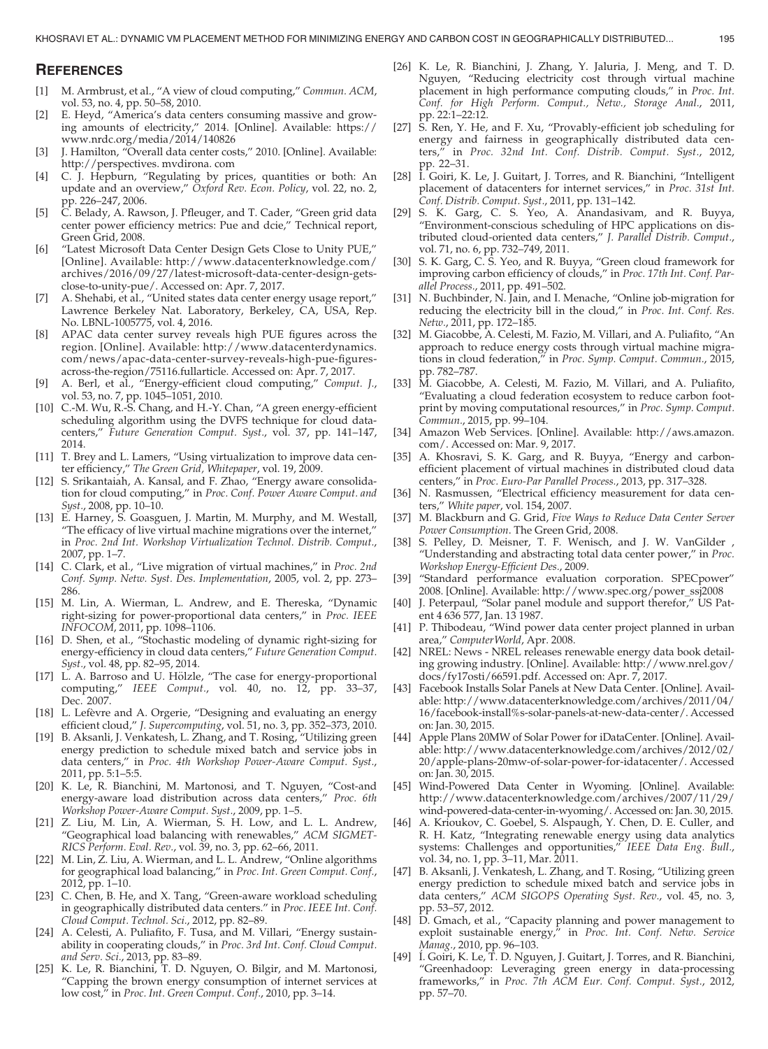## REFERENCES

[1] M. Armbrust, et al., "A view of cloud computing," *Commun. ACM*, vol. 53, no. 4, pp. 50–58, 2010.

[2] E. Heyd, "America's data centers consuming massive and growing amounts of electricity," 2014. [Online]. Available: https://www.nrdc.org/media/2014/140826

[3] J. Hamilton, "Overall data center costs," 2010. [Online]. Available: http://perspectives. mvdirona. com

[4] C. J. Hepburn, "Regulating by prices, quantities or both: An update and an overview," *Oxford Rev. Econ. Policy*, vol. 22, no. 2, pp. 226–247, 2006.

[5] C. Belady, A. Rawson, J. Pfleuger, and T. Cader, "Green grid data center power efficiency metrics: Pue and dcie," Technical report, Green Grid, 2008.

[6] "Latest Microsoft Data Center Design Gets Close to Unity PUE," [Online]. Available: http://www.datacenterknowledge.com/archives/2016/09/27/latest-microsoft-data-center-design-gets-close-to-unity-pue/. Accessed on: Apr. 7, 2017.

[7] A. Shehabi, et al., "United states data center energy usage report," Lawrence Berkeley Nat. Laboratory, Berkeley, CA, USA, Rep. No. LBNL-1005775, vol. 4, 2016.

[8] APAC data center survey reveals high PUE figures across the region. [Online]. Available: http://www.datacenterdynamics.com/news/apac-data-center-survey-reveals-high-pue-figures-across-the-region/75116.fullarticle. Accessed on: Apr. 7, 2017.

[9] A. Berl, et al., "Energy-efficient cloud computing," *Comput. J.*, vol. 53, no. 7, pp. 1045–1051, 2010.

[10] C.-M. Wu, R.-S. Chang, and H.-Y. Chan, "A green energy-efficient scheduling algorithm using the DVFS technique for cloud datacenters," *Future Generation Comput. Syst.*, vol. 37, pp. 141–147, 2014.

[11] T. Brey and L. Lamers, "Using virtualization to improve data center efficiency," *The Green Grid, Whitepaper*, vol. 19, 2009.

[12] S. Srikantaiah, A. Kansal, and F. Zhao, "Energy aware consolidation for cloud computing," in *Proc. Conf. Power Aware Comput. and Syst.*, 2008, pp. 10–10.

[13] E. Harney, S. Goasguen, J. Martin, M. Murphy, and M. Westall, "The efficacy of live virtual machine migrations over the internet," in *Proc. 2nd Int. Workshop Virtualization Technol. Distrib. Comput.*, 2007, pp. 1–7.

[14] C. Clark, et al., "Live migration of virtual machines," in *Proc. 2nd Conf. Symp. Netw. Syst. Des. Implementation*, 2005, vol. 2, pp. 273–286.

[15] M. Lin, A. Wierman, L. Andrew, and E. Thereska, "Dynamic right-sizing for power-proportional data centers," in *Proc. IEEE INFOCOM*, 2011, pp. 1098–1106.

[16] D. Shen, et al., "Stochastic modeling of dynamic right-sizing for energy-efficiency in cloud data centers," *Future Generation Comput. Syst.*, vol. 48, pp. 82–95, 2014.

[17] L. A. Barroso and U. Hölzle, "The case for energy-proportional computing," *IEEE Comput.*, vol. 40, no. 12, pp. 33–37, Dec. 2007.

[18] L. Lefèvre and A. Orgerie, "Designing and evaluating an energy efficient cloud," *J. Supercomputing*, vol. 51, no. 3, pp. 352–373, 2010.

[19] B. Aksanli, J. Venkatesh, L. Zhang, and T. Rosing, "Utilizing green energy prediction to schedule mixed batch and service jobs in data centers," in *Proc. 4th Workshop Power-Aware Comput. Syst.*, 2011, pp. 5:1–5:5.

[20] K. Le, R. Bianchini, M. Martonosi, and T. Nguyen, "Cost-and energy-aware load distribution across data centers," *Proc. 6th Workshop Power-Aware Comput. Syst.*, 2009, pp. 1–5.

[21] Z. Liu, M. Lin, A. Wierman, S. H. Low, and L. L. Andrew, "Geographical load balancing with renewables," *ACM SIGMETRICS Perform. Eval. Rev.*, vol. 39, no. 3, pp. 62–66, 2011.

[22] M. Lin, Z. Liu, A. Wierman, and L. L. Andrew, "Online algorithms for geographical load balancing," in *Proc. Int. Green Comput. Conf.*, 2012, pp. 1–10.

[23] C. Chen, B. He, and X. Tang, "Green-aware workload scheduling in geographically distributed data centers." in *Proc. IEEE Int. Conf. Cloud Comput. Technol. Sci.*, 2012, pp. 82–89.

[24] A. Celesti, A. Puliafito, F. Tusa, and M. Villari, "Energy sustainability in cooperating clouds," in *Proc. 3rd Int. Conf. Cloud Comput. and Serv. Sci.*, 2013, pp. 83–89.

[25] K. Le, R. Bianchini, T. D. Nguyen, O. Bilgir, and M. Martonosi, "Capping the brown energy consumption of internet services at low cost," in *Proc. Int. Green Comput. Conf.*, 2010, pp. 3–14.

[26] K. Le, R. Bianchini, J. Zhang, Y. Jaluria, J. Meng, and T. D. Nguyen, "Reducing electricity cost through virtual machine placement in high performance computing clouds," in *Proc. Int. Conf. for High Perform. Comput., Netw., Storage Anal.*, 2011, pp. 22:1–22:12.

[27] S. Ren, Y. He, and F. Xu, "Provably-efficient job scheduling for energy and fairness in geographically distributed data centers," in *Proc. 32nd Int. Conf. Distrib. Comput. Syst.*, 2012, pp. 22–31.

[28] Í. Goiri, K. Le, J. Guitart, J. Torres, and R. Bianchini, "Intelligent placement of datacenters for internet services," in *Proc. 31st Int. Conf. Distrib. Comput. Syst.*, 2011, pp. 131–142.

[29] S. K. Garg, C. S. Yeo, A. Anandasivam, and R. Buyya, "Environment-conscious scheduling of HPC applications on distributed cloud-oriented data centers," *J. Parallel Distrib. Comput.*, vol. 71, no. 6, pp. 732–749, 2011.

[30] S. K. Garg, C. S. Yeo, and R. Buyya, "Green cloud framework for improving carbon efficiency of clouds," in *Proc. 17th Int. Conf. Parallel Process.*, 2011, pp. 491–502.

[31] N. Buchbinder, N. Jain, and I. Menache, "Online job-migration for reducing the electricity bill in the cloud," in *Proc. Int. Conf. Res. Netw.*, 2011, pp. 172–185.

[32] M. Giacobbe, A. Celesti, M. Fazio, M. Villari, and A. Puliafito, "An approach to reduce energy costs through virtual machine migrations in cloud federation," in *Proc. Symp. Comput. Commun.*, 2015, pp. 782–787.

[33] M. Giacobbe, A. Celesti, M. Fazio, M. Villari, and A. Puliafito, "Evaluating a cloud federation ecosystem to reduce carbon footprint by moving computational resources," in *Proc. Symp. Comput. Commun.*, 2015, pp. 99–104.

[34] Amazon Web Services. [Online]. Available: http://aws.amazon.com/. Accessed on: Mar. 9, 2017.

[35] A. Khosravi, S. K. Garg, and R. Buyya, "Energy and carbon-efficient placement of virtual machines in distributed cloud data centers," in *Proc. Euro-Par Parallel Process.*, 2013, pp. 317–328.

[36] N. Rasmussen, "Electrical efficiency measurement for data centers," *White paper*, vol. 154, 2007.

[37] M. Blackburn and G. Grid, *Five Ways to Reduce Data Center Server Power Consumption*. The Green Grid, 2008.

[38] S. Pelley, D. Meisner, T. F. Wenisch, and J. W. VanGilder , "Understanding and abstracting total data center power," in *Proc. Workshop Energy-Efficient Des.*, 2009.

[39] "Standard performance evaluation corporation. SPECpower" 2008. [Online]. Available: http://www.spec.org/power_ssj2008

[40] J. Peterpaul, "Solar panel module and support therefor," US Patent 4 636 577, Jan. 13 1987.

[41] P. Thibodeau, "Wind power data center project planned in urban area," *ComputerWorld*, Apr. 2008.

[42] NREL: News - NREL releases renewable energy data book detailing growing industry. [Online]. Available: http://www.nrel.gov/docs/fy17osti/66591.pdf. Accessed on: Apr. 7, 2017.

[43] Facebook Installs Solar Panels at New Data Center. [Online]. Available: http://www.datacenterknowledge.com/archives/2011/04/16/facebook-install%s-solar-panels-at-new-data-center/. Accessed on: Jan. 30, 2015.

[44] Apple Plans 20MW of Solar Power for iDataCenter. [Online]. Available: http://www.datacenterknowledge.com/archives/2012/02/20/apple-plans-20mw-of-solar-power-for-idatacenter/. Accessed on: Jan. 30, 2015.

[45] Wind-Powered Data Center in Wyoming. [Online]. Available: http://www.datacenterknowledge.com/archives/2007/11/29/wind-powered-data-center-in-wyoming/. Accessed on: Jan. 30, 2015.

[46] A. Krioukov, C. Goebel, S. Alspaugh, Y. Chen, D. E. Culler, and R. H. Katz, "Integrating renewable energy using data analytics systems: Challenges and opportunities," *IEEE Data Eng. Bull.*, vol. 34, no. 1, pp. 3–11, Mar. 2011.

[47] B. Aksanli, J. Venkatesh, L. Zhang, and T. Rosing, "Utilizing green energy prediction to schedule mixed batch and service jobs in data centers," *ACM SIGOPS Operating Syst. Rev.*, vol. 45, no. 3, pp. 53–57, 2012.

[48] D. Gmach, et al., "Capacity planning and power management to exploit sustainable energy," in *Proc. Int. Conf. Netw. Service Manag.*, 2010, pp. 96–103.

[49] Í. Goiri, K. Le, T. D. Nguyen, J. Guitart, J. Torres, and R. Bianchini, "Greenhadoop: Leveraging green energy in data-processing frameworks," in *Proc. 7th ACM Eur. Conf. Comput. Syst.*, 2012, pp. 57–70.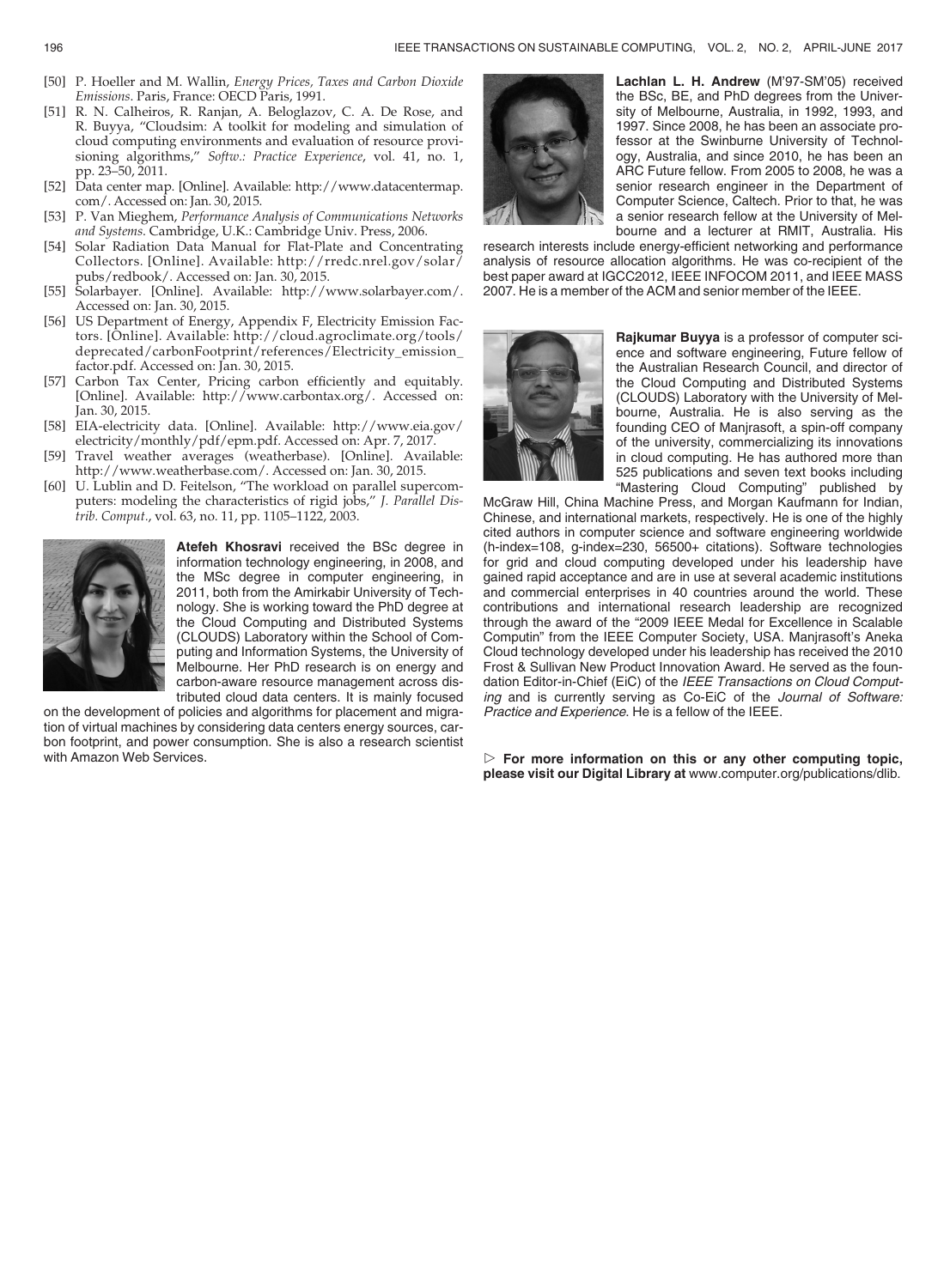[50] P. Hoeller and M. Wallin, *Energy Prices, Taxes and Carbon Dioxide Emissions*. Paris, France: OECD Paris, 1991.

[51] R. N. Calheiros, R. Ranjan, A. Beloglazov, C. A. De Rose, and R. Buyya, "Cloudsim: A toolkit for modeling and simulation of cloud computing environments and evaluation of resource provisioning algorithms," *Softw.: Practice Experience*, vol. 41, no. 1, pp. 23–50, 2011.

[52] Data center map. [Online]. Available: http://www.datacentermap.com/. Accessed on: Jan. 30, 2015.

[53] P. Van Mieghem, *Performance Analysis of Communications Networks and Systems*. Cambridge, U.K.: Cambridge Univ. Press, 2006.

[54] Solar Radiation Data Manual for Flat-Plate and Concentrating Collectors. [Online]. Available: http://rredc.nrel.gov/solar/pubs/redbook/. Accessed on: Jan. 30, 2015.

[55] Solarbayer. [Online]. Available: http://www.solarbayer.com/. Accessed on: Jan. 30, 2015.

[56] US Department of Energy, Appendix F, Electricity Emission Factors. [Online]. Available: http://cloud.agroclimate.org/tools/deprecated/carbonFootprint/references/Electricity_emission_factor.pdf. Accessed on: Jan. 30, 2015.

[57] Carbon Tax Center, Pricing carbon efficiently and equitably. [Online]. Available: http://www.carbontax.org/. Accessed on: Jan. 30, 2015.

[58] EIA-electricity data. [Online]. Available: http://www.eia.gov/electricity/monthly/pdf/epm.pdf. Accessed on: Apr. 7, 2017.

[59] Travel weather averages (weatherbase). [Online]. Available: http://www.weatherbase.com/. Accessed on: Jan. 30, 2015.

[60] U. Lublin and D. Feitelson, "The workload on parallel supercomputers: modeling the characteristics of rigid jobs," *J. Parallel Distrib. Comput.*, vol. 63, no. 11, pp. 1105–1122, 2003.

**Atefeh Khosravi** received the BSc degree in information technology engineering, in 2008, and the MSc degree in computer engineering, in 2011, both from the Amirkabir University of Technology. She is working toward the PhD degree at the Cloud Computing and Distributed Systems (CLOUDS) Laboratory within the School of Computing and Information Systems, the University of Melbourne. Her PhD research is on energy and carbon-aware resource management across distributed cloud data centers. It is mainly focused on the development of policies and algorithms for placement and migration of virtual machines by considering data centers energy sources, carbon footprint, and power consumption. She is also a research scientist with Amazon Web Services.

**Lachlan L. H. Andrew** (M'97-SM'05) received the BSc, BE, and PhD degrees from the University of Melbourne, Australia, in 1992, 1993, and 1997. Since 2008, he has been an associate professor at the Swinburne University of Technology, Australia, and since 2010, he has been an ARC Future fellow. From 2005 to 2008, he was a senior research engineer in the Department of Computer Science, Caltech. Prior to that, he was a senior research fellow at the University of Melbourne and a lecturer at RMIT, Australia. His research interests include energy-efficient networking and performance analysis of resource allocation algorithms. He was co-recipient of the best paper award at IGCC2012, IEEE INFOCOM 2011, and IEEE MASS 2007. He is a member of the ACM and senior member of the IEEE.

**Rajkumar Buyya** is a professor of computer science and software engineering, Future fellow of the Australian Research Council, and director of the Cloud Computing and Distributed Systems (CLOUDS) Laboratory with the University of Melbourne, Australia. He is also serving as the founding CEO of Manjrasoft, a spin-off company of the university, commercializing its innovations in cloud computing. He has authored more than 525 publications and seven text books including "Mastering Cloud Computing" published by McGraw Hill, China Machine Press, and Morgan Kaufmann for Indian, Chinese, and international markets, respectively. He is one of the highly cited authors in computer science and software engineering worldwide (h-index=108, g-index=230, 56500+ citations). Software technologies for grid and cloud computing developed under his leadership have gained rapid acceptance and are in use at several academic institutions and commercial enterprises in 40 countries around the world. These contributions and international research leadership are recognized through the award of the "2009 IEEE Medal for Excellence in Scalable Computin" from the IEEE Computer Society, USA. Manjrasoft's Aneka Cloud technology developed under his leadership has received the 2010 Frost & Sullivan New Product Innovation Award. He served as the foundation Editor-in-Chief (EiC) of the *IEEE Transactions on Cloud Computing* and is currently serving as Co-EiC of the *Journal of Software: Practice and Experience*. He is a fellow of the IEEE.

▷ **For more information on this or any other computing topic, please visit our Digital Library at** www.computer.org/publications/dlib.